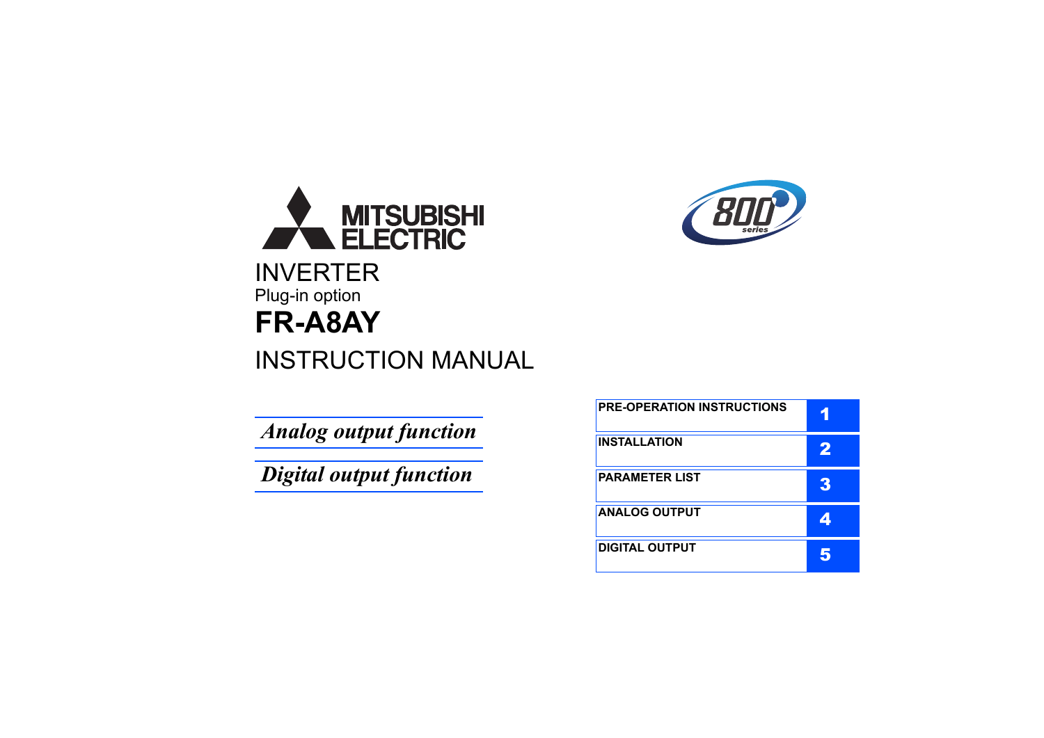MITSUBISHI
ELECTRIC

INVERTER

Plug-in option

# FR-A8AY

INSTRUCTION MANUAL

*Analog output function*

*Digital output function*

| | |
|---|---|
| PRE-OPERATION INSTRUCTIONS | 1 |
| INSTALLATION | 2 |
| PARAMETER LIST | 3 |
| ANALOG OUTPUT | 4 |
| DIGITAL OUTPUT | 5 |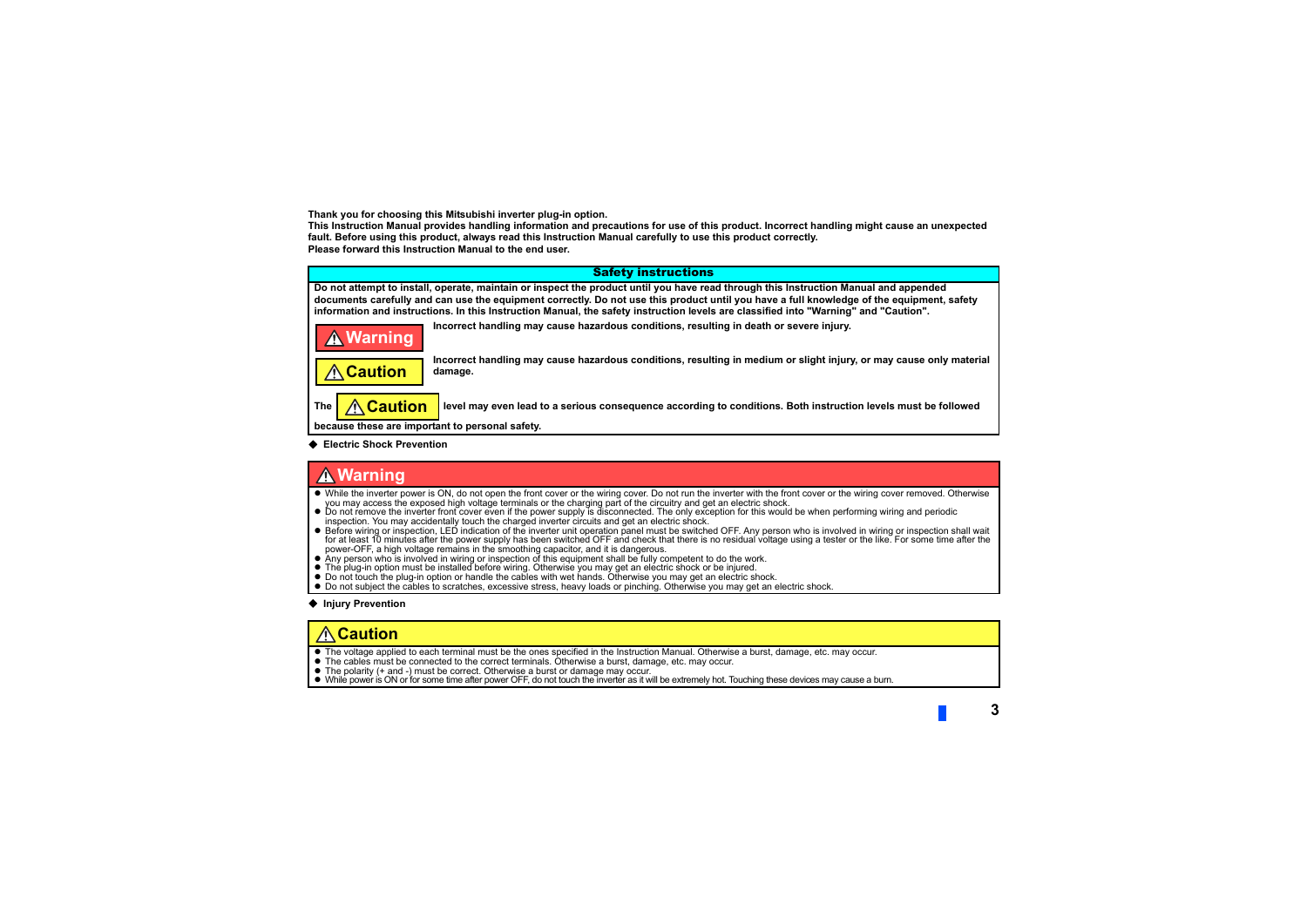**Thank you for choosing this Mitsubishi inverter plug-in option.**
**This Instruction Manual provides handling information and precautions for use of this product. Incorrect handling might cause an unexpected fault. Before using this product, always read this Instruction Manual carefully to use this product correctly.**
**Please forward this Instruction Manual to the end user.**

## Safety instructions

**Do not attempt to install, operate, maintain or inspect the product until you have read through this Instruction Manual and appended documents carefully and can use the equipment correctly. Do not use this product until you have a full knowledge of the equipment, safety information and instructions. In this Instruction Manual, the safety instruction levels are classified into "Warning" and "Caution".**

**⚠ Warning** — **Incorrect handling may cause hazardous conditions, resulting in death or severe injury.**

**⚠ Caution** — **Incorrect handling may cause hazardous conditions, resulting in medium or slight injury, or may cause only material damage.**

**The ⚠ Caution level may even lead to a serious consequence according to conditions. Both instruction levels must be followed because these are important to personal safety.**

◆ **Electric Shock Prevention**

### ⚠ Warning

- While the inverter power is ON, do not open the front cover or the wiring cover. Do not run the inverter with the front cover or the wiring cover removed. Otherwise you may access the exposed high voltage terminals or the charging part of the circuitry and get an electric shock.
- Do not remove the inverter front cover even if the power supply is disconnected. The only exception for this would be when performing wiring and periodic inspection. You may accidentally touch the charged inverter circuits and get an electric shock.
- Before wiring or inspection, LED indication of the inverter unit operation panel must be switched OFF. Any person who is involved in wiring or inspection shall wait for at least 10 minutes after the power supply has been switched OFF and check that there is no residual voltage using a tester or the like. For some time after the power-OFF, a high voltage remains in the smoothing capacitor, and it is dangerous.
- Any person who is involved in wiring or inspection of this equipment shall be fully competent to do the work.
- The plug-in option must be installed before wiring. Otherwise you may get an electric shock or be injured.
- Do not touch the plug-in option or handle the cables with wet hands. Otherwise you may get an electric shock.
- Do not subject the cables to scratches, excessive stress, heavy loads or pinching. Otherwise you may get an electric shock.

◆ **Injury Prevention**

### ⚠ Caution

- The voltage applied to each terminal must be the ones specified in the Instruction Manual. Otherwise a burst, damage, etc. may occur.
- The cables must be connected to the correct terminals. Otherwise a burst, damage, etc. may occur.
- The polarity (+ and -) must be correct. Otherwise a burst or damage may occur.
- While power is ON or for some time after power OFF, do not touch the inverter as it will be extremely hot. Touching these devices may cause a burn.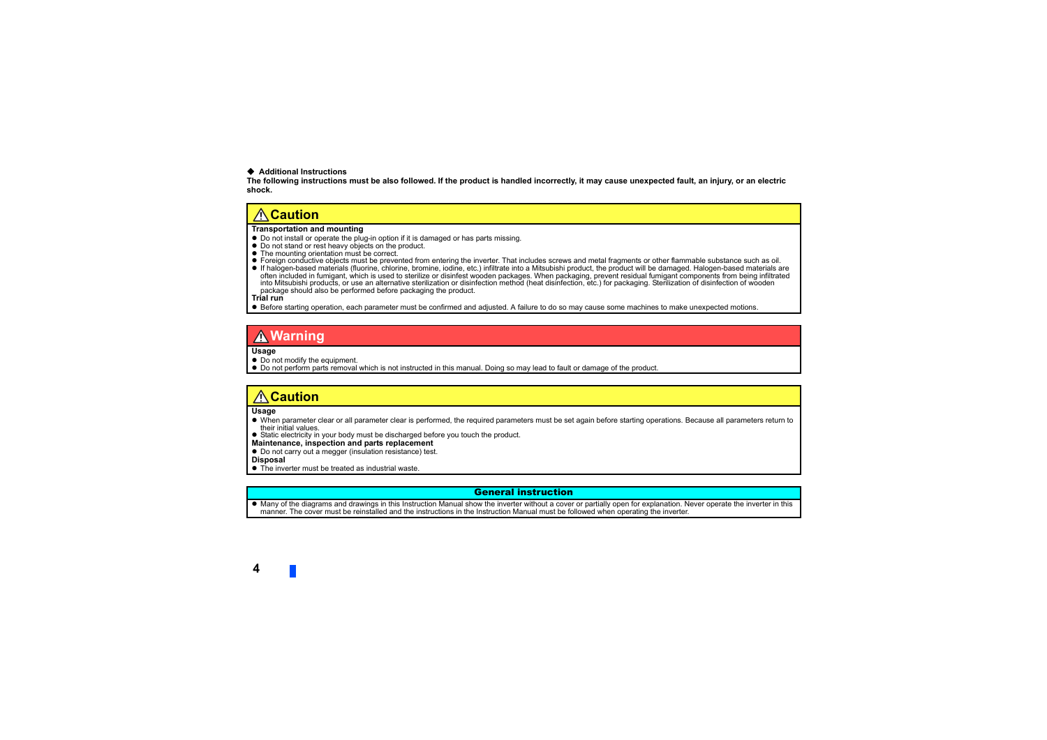◆ **Additional Instructions**

**The following instructions must be also followed. If the product is handled incorrectly, it may cause unexpected fault, an injury, or an electric shock.**

## ⚠ Caution

**Transportation and mounting**

- Do not install or operate the plug-in option if it is damaged or has parts missing.
- Do not stand or rest heavy objects on the product.
- The mounting orientation must be correct.
- Foreign conductive objects must be prevented from entering the inverter. That includes screws and metal fragments or other flammable substance such as oil.
- If halogen-based materials (fluorine, chlorine, bromine, iodine, etc.) infiltrate into a Mitsubishi product, the product will be damaged. Halogen-based materials are often included in fumigant, which is used to sterilize or disinfest wooden packages. When packaging, prevent residual fumigant components from being infiltrated into Mitsubishi products, or use an alternative sterilization or disinfection method (heat disinfection, etc.) for packaging. Sterilization of disinfection of wooden package should also be performed before packaging the product.

**Trial run**

- Before starting operation, each parameter must be confirmed and adjusted. A failure to do so may cause some machines to make unexpected motions.

## ⚠ Warning

**Usage**

- Do not modify the equipment.
- Do not perform parts removal which is not instructed in this manual. Doing so may lead to fault or damage of the product.

## ⚠ Caution

**Usage**

- When parameter clear or all parameter clear is performed, the required parameters must be set again before starting operations. Because all parameters return to their initial values.
- Static electricity in your body must be discharged before you touch the product.

**Maintenance, inspection and parts replacement**

- Do not carry out a megger (insulation resistance) test.

**Disposal**

- The inverter must be treated as industrial waste.

## General instruction

- Many of the diagrams and drawings in this Instruction Manual show the inverter without a cover or partially open for explanation. Never operate the inverter in this manner. The cover must be reinstalled and the instructions in the Instruction Manual must be followed when operating the inverter.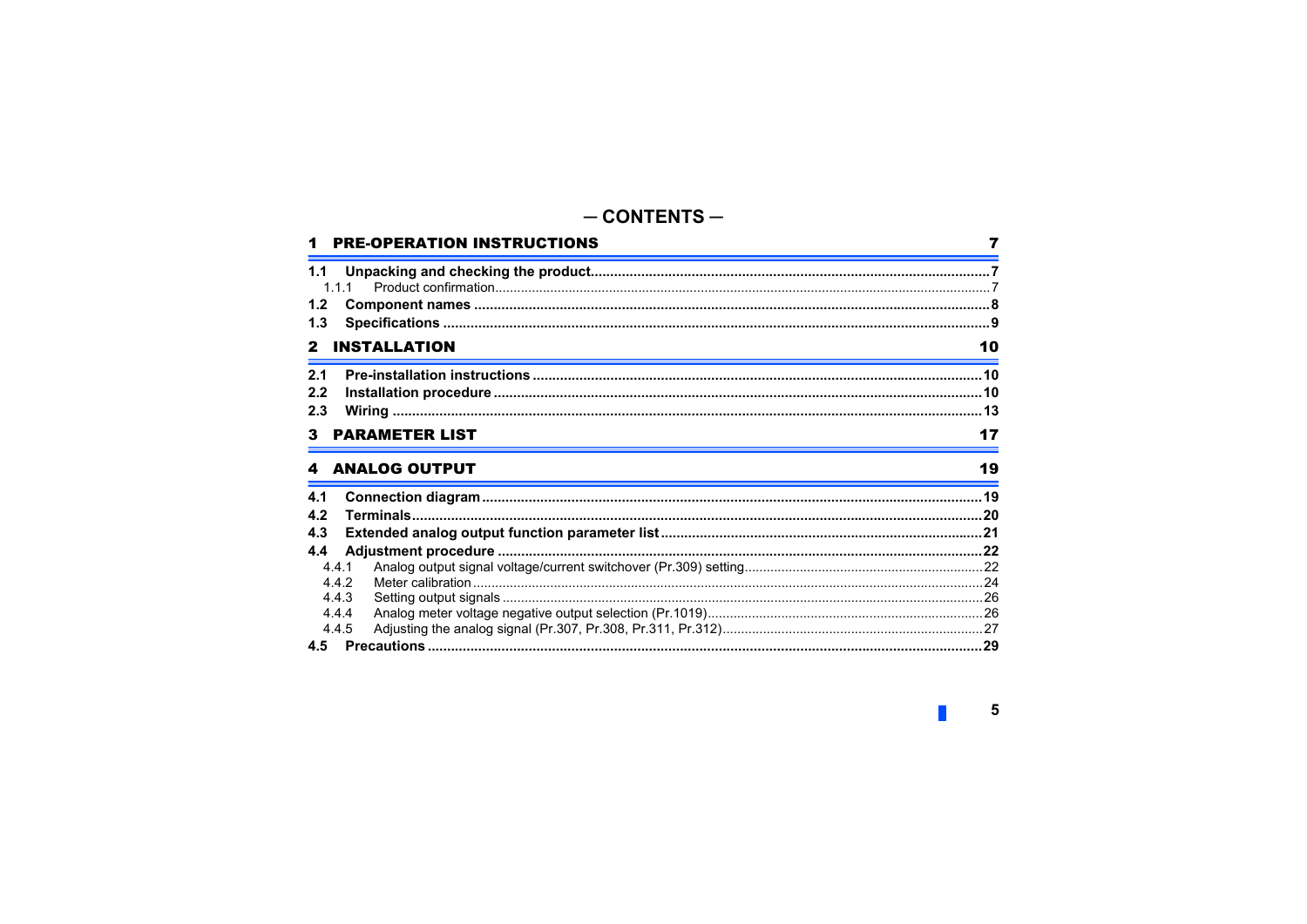# — CONTENTS —

**1 PRE-OPERATION INSTRUCTIONS** 7

**1.1 Unpacking and checking the product** 7

1.1.1 Product confirmation 7

**1.2 Component names** 8

**1.3 Specifications** 9

**2 INSTALLATION** 10

**2.1 Pre-installation instructions** 10

**2.2 Installation procedure** 10

**2.3 Wiring** 13

**3 PARAMETER LIST** 17

**4 ANALOG OUTPUT** 19

**4.1 Connection diagram** 19

**4.2 Terminals** 20

**4.3 Extended analog output function parameter list** 21

**4.4 Adjustment procedure** 22

4.4.1 Analog output signal voltage/current switchover (Pr.309) setting 22

4.4.2 Meter calibration 24

4.4.3 Setting output signals 26

4.4.4 Analog meter voltage negative output selection (Pr.1019) 26

4.4.5 Adjusting the analog signal (Pr.307, Pr.308, Pr.311, Pr.312) 27

**4.5 Precautions** 29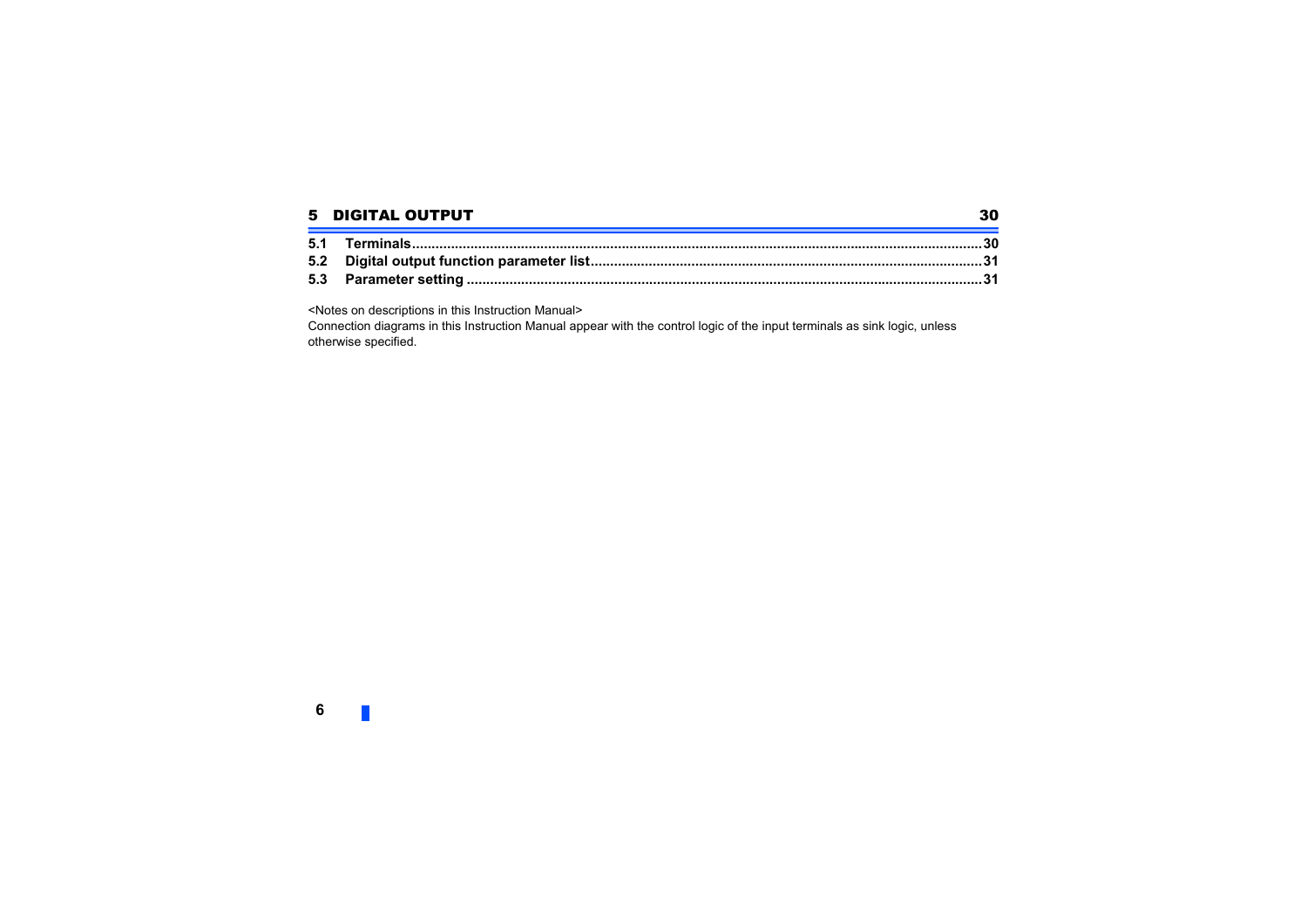## 5 DIGITAL OUTPUT 30

**5.1 Terminals....................................................................................................................................................30**
**5.2 Digital output function parameter list...................................................................................................31**
**5.3 Parameter setting ....................................................................................................................................31**

<Notes on descriptions in this Instruction Manual>
Connection diagrams in this Instruction Manual appear with the control logic of the input terminals as sink logic, unless otherwise specified.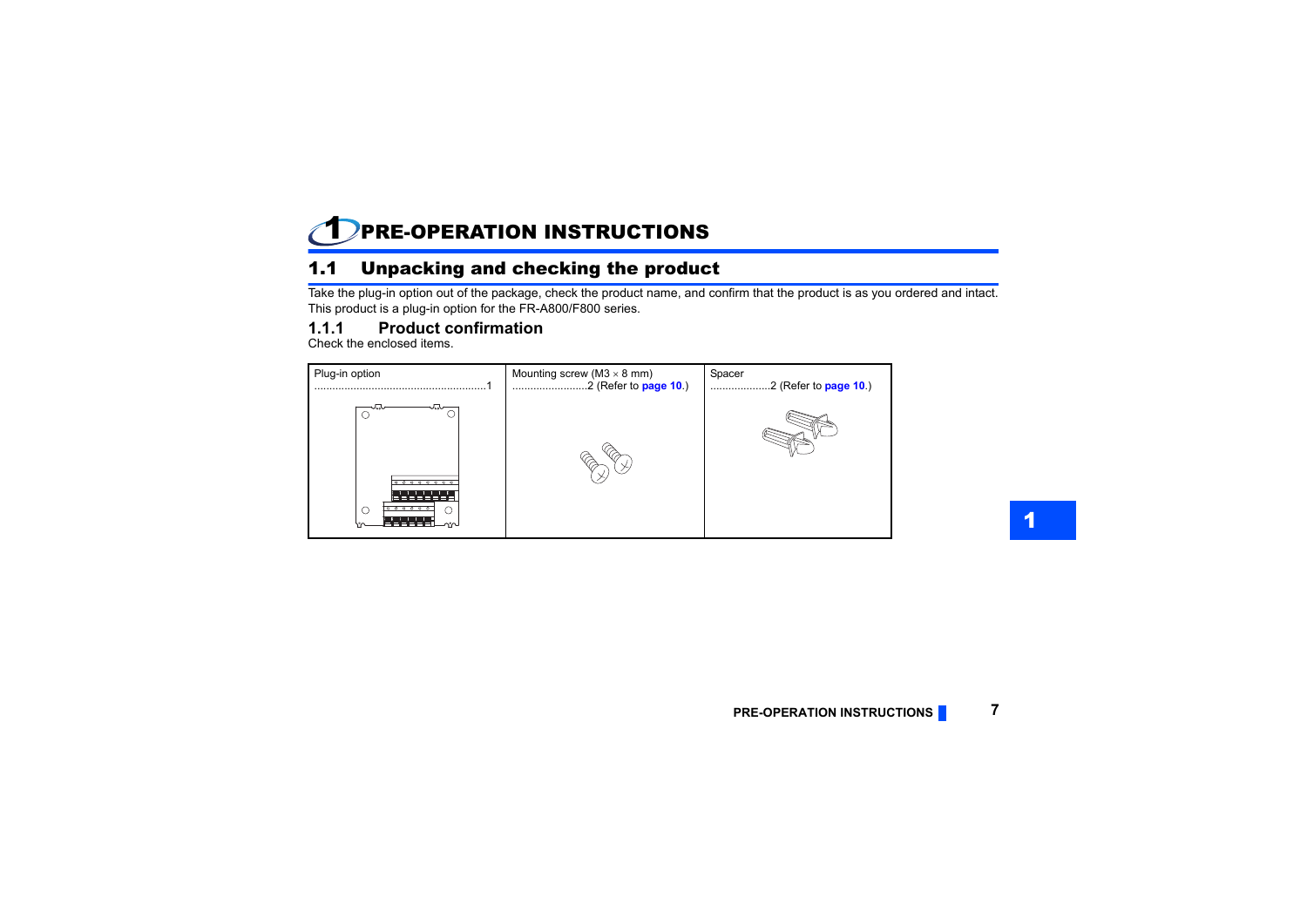# 1 PRE-OPERATION INSTRUCTIONS

## 1.1 Unpacking and checking the product

Take the plug-in option out of the package, check the product name, and confirm that the product is as you ordered and intact.
This product is a plug-in option for the FR-A800/F800 series.

### 1.1.1 Product confirmation

Check the enclosed items.

| Plug-in option | Mounting screw (M3 × 8 mm) | Spacer |
|---|---|---|
| ..........................................................1 | .........................2 (Refer to **page 10**.) | ....................2 (Refer to **page 10**.) |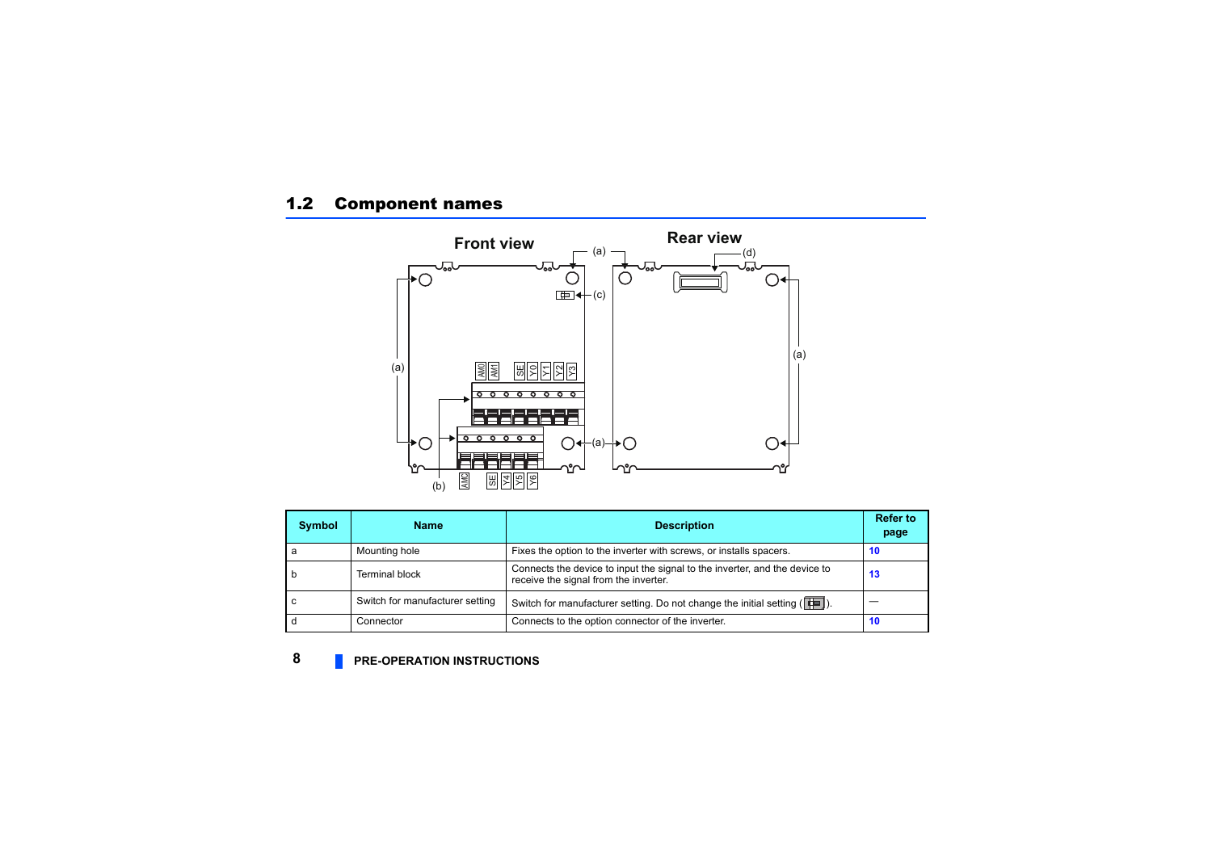## 1.2 Component names

Front view

Rear view

| Symbol | Name | Description | Refer to page |
|---|---|---|---|
| a | Mounting hole | Fixes the option to the inverter with screws, or installs spacers. | 10 |
| b | Terminal block | Connects the device to input the signal to the inverter, and the device to receive the signal from the inverter. | 13 |
| c | Switch for manufacturer setting | Switch for manufacturer setting. Do not change the initial setting ( ). | — |
| d | Connector | Connects to the option connector of the inverter. | 10 |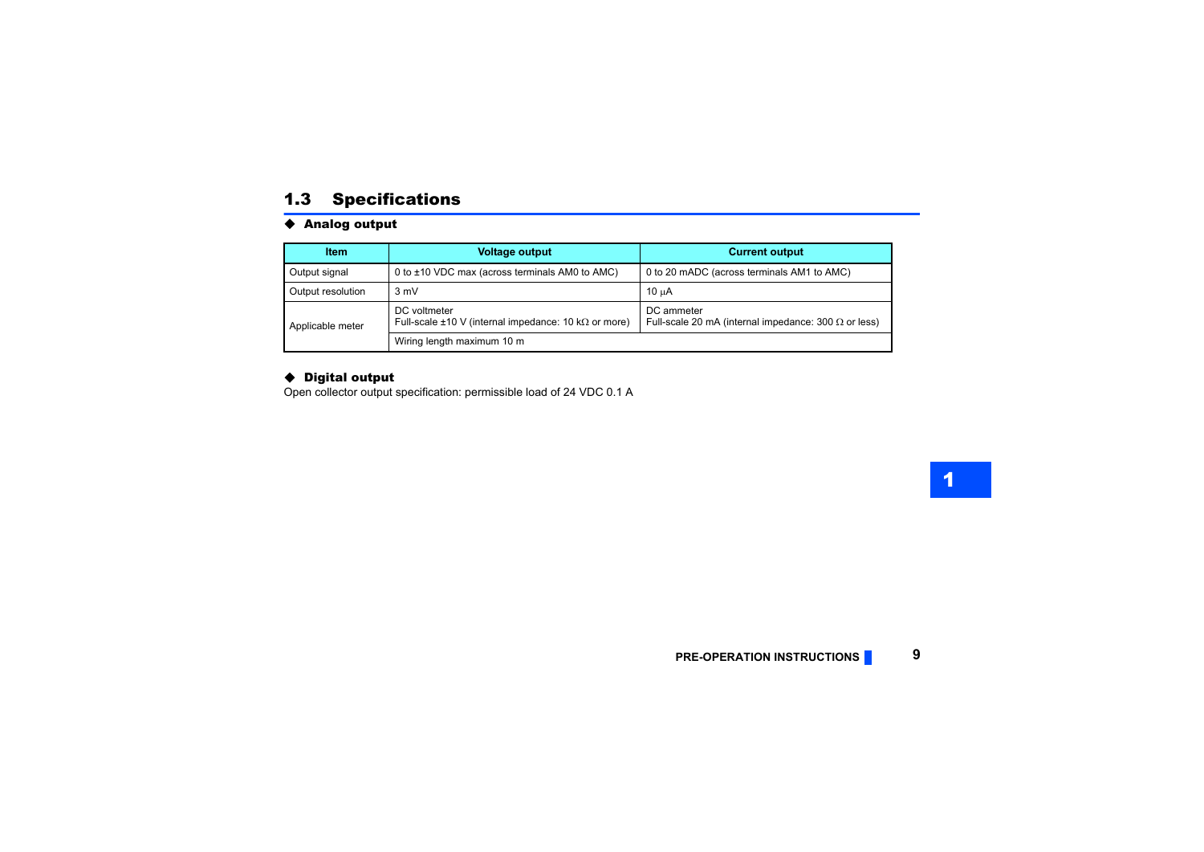## 1.3 Specifications

### ◆ Analog output

| Item | Voltage output | Current output |
|---|---|---|
| Output signal | 0 to ±10 VDC max (across terminals AM0 to AMC) | 0 to 20 mADC (across terminals AM1 to AMC) |
| Output resolution | 3 mV | 10 μA |
| Applicable meter | DC voltmeter<br>Full-scale ±10 V (internal impedance: 10 kΩ or more) | DC ammeter<br>Full-scale 20 mA (internal impedance: 300 Ω or less) |
| | Wiring length maximum 10 m | |

### ◆ Digital output

Open collector output specification: permissible load of 24 VDC 0.1 A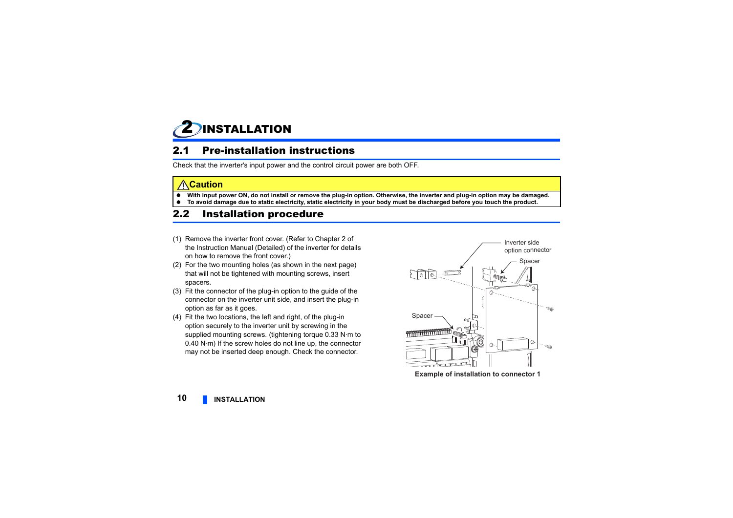# 2 INSTALLATION

## 2.1 Pre-installation instructions

Check that the inverter's input power and the control circuit power are both OFF.

**⚠Caution**

- **With input power ON, do not install or remove the plug-in option. Otherwise, the inverter and plug-in option may be damaged.**
- **To avoid damage due to static electricity, static electricity in your body must be discharged before you touch the product.**

## 2.2 Installation procedure

(1) Remove the inverter front cover. (Refer to Chapter 2 of the Instruction Manual (Detailed) of the inverter for details on how to remove the front cover.)

(2) For the two mounting holes (as shown in the next page) that will not be tightened with mounting screws, insert spacers.

(3) Fit the connector of the plug-in option to the guide of the connector on the inverter unit side, and insert the plug-in option as far as it goes.

(4) Fit the two locations, the left and right, of the plug-in option securely to the inverter unit by screwing in the supplied mounting screws. (tightening torque 0.33 N·m to 0.40 N·m) If the screw holes do not line up, the connector may not be inserted deep enough. Check the connector.

Inverter side option connector

Spacer

Spacer

**Example of installation to connector 1**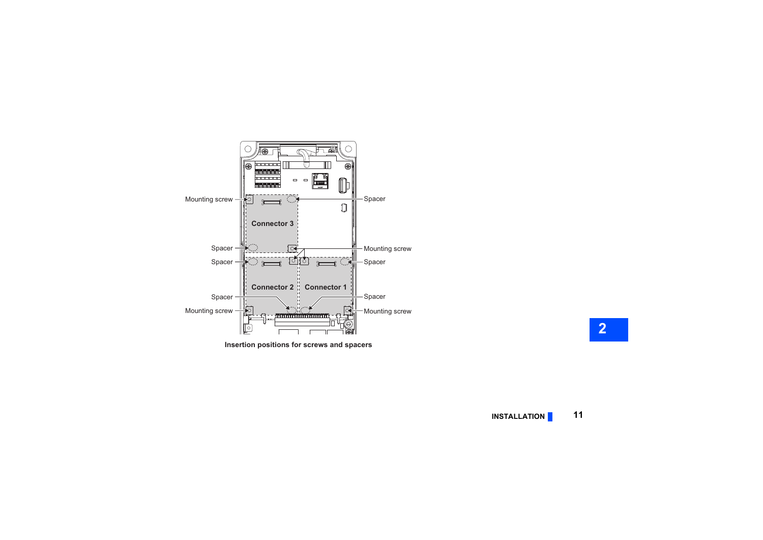Mounting screw

Spacer

Connector 3

Spacer

Mounting screw

Spacer

Spacer

Connector 2

Connector 1

Spacer

Spacer

Mounting screw

Mounting screw

**Insertion positions for screws and spacers**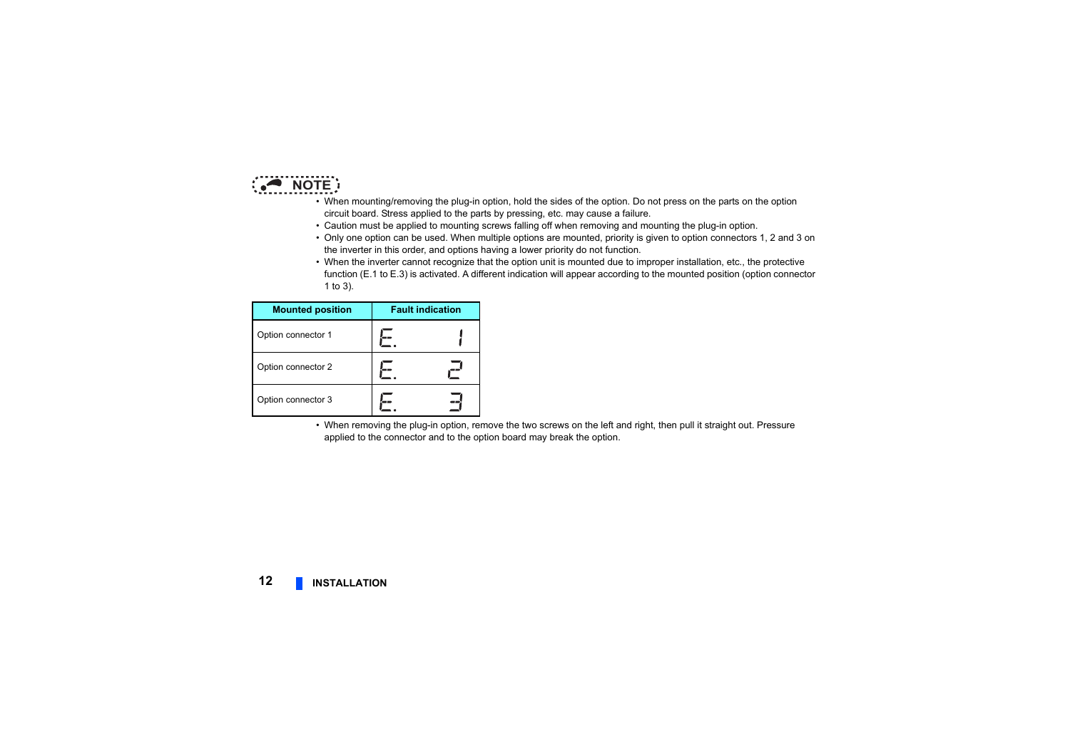**NOTE**

- When mounting/removing the plug-in option, hold the sides of the option. Do not press on the parts on the option circuit board. Stress applied to the parts by pressing, etc. may cause a failure.
- Caution must be applied to mounting screws falling off when removing and mounting the plug-in option.
- Only one option can be used. When multiple options are mounted, priority is given to option connectors 1, 2 and 3 on the inverter in this order, and options having a lower priority do not function.
- When the inverter cannot recognize that the option unit is mounted due to improper installation, etc., the protective function (E.1 to E.3) is activated. A different indication will appear according to the mounted position (option connector 1 to 3).

| Mounted position | Fault indication |
|---|---|
| Option connector 1 | E. 1 |
| Option connector 2 | E. 2 |
| Option connector 3 | E. 3 |

- When removing the plug-in option, remove the two screws on the left and right, then pull it straight out. Pressure applied to the connector and to the option board may break the option.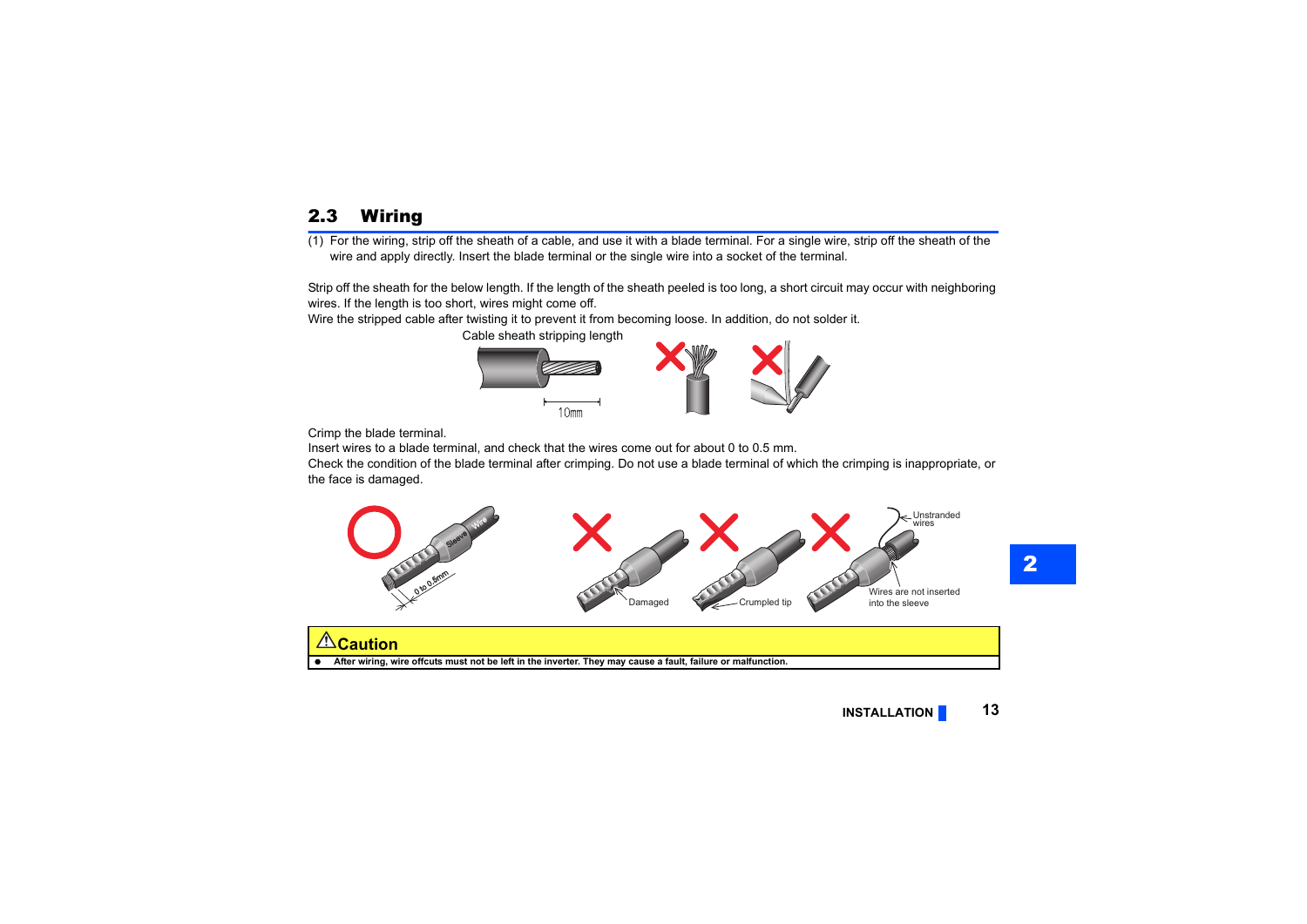## 2.3 Wiring

(1) For the wiring, strip off the sheath of a cable, and use it with a blade terminal. For a single wire, strip off the sheath of the wire and apply directly. Insert the blade terminal or the single wire into a socket of the terminal.

Strip off the sheath for the below length. If the length of the sheath peeled is too long, a short circuit may occur with neighboring wires. If the length is too short, wires might come off.
Wire the stripped cable after twisting it to prevent it from becoming loose. In addition, do not solder it.

Cable sheath stripping length

10mm

Crimp the blade terminal.
Insert wires to a blade terminal, and check that the wires come out for about 0 to 0.5 mm.
Check the condition of the blade terminal after crimping. Do not use a blade terminal of which the crimping is inappropriate, or the face is damaged.

Sleeve Wire 0 to 0.5mm

Damaged    Crumpled tip    Unstranded wires    Wires are not inserted into the sleeve

**⚠Caution**

- **After wiring, wire offcuts must not be left in the inverter. They may cause a fault, failure or malfunction.**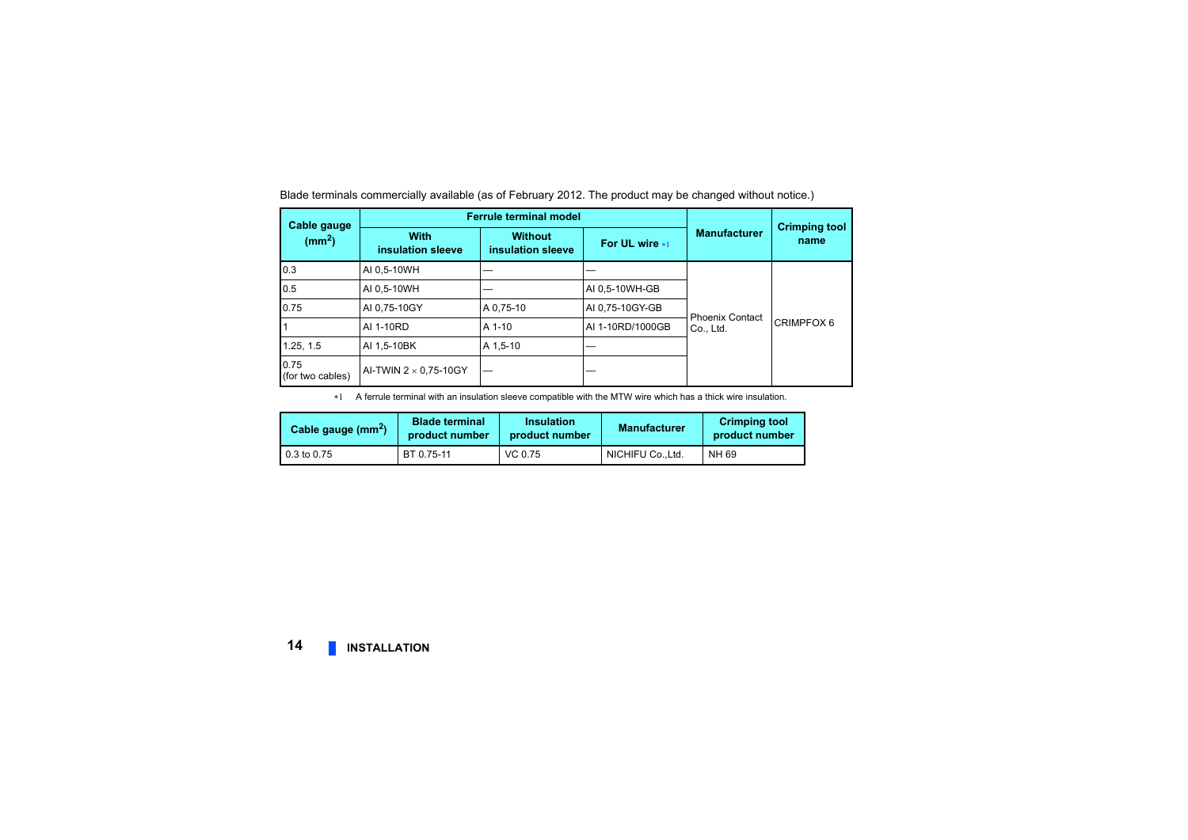Blade terminals commercially available (as of February 2012. The product may be changed without notice.)

| Cable gauge ($mm^2$) | Ferrule terminal model | | | Manufacturer | Crimping tool name |
|---|---|---|---|---|---|
| | With insulation sleeve | Without insulation sleeve | For UL wire *1 | | |
| 0.3 | AI 0,5-10WH | — | — | Phoenix Contact Co., Ltd. | CRIMPFOX 6 |
| 0.5 | AI 0,5-10WH | — | AI 0,5-10WH-GB | | |
| 0.75 | AI 0,75-10GY | A 0,75-10 | AI 0,75-10GY-GB | | |
| 1 | AI 1-10RD | A 1-10 | AI 1-10RD/1000GB | | |
| 1.25, 1.5 | AI 1,5-10BK | A 1,5-10 | — | | |
| 0.75 (for two cables) | AI-TWIN 2 × 0,75-10GY | — | — | | |

*1 A ferrule terminal with an insulation sleeve compatible with the MTW wire which has a thick wire insulation.

| Cable gauge ($mm^2$) | Blade terminal product number | Insulation product number | Manufacturer | Crimping tool product number |
|---|---|---|---|---|
| 0.3 to 0.75 | BT 0.75-11 | VC 0.75 | NICHIFU Co.,Ltd. | NH 69 |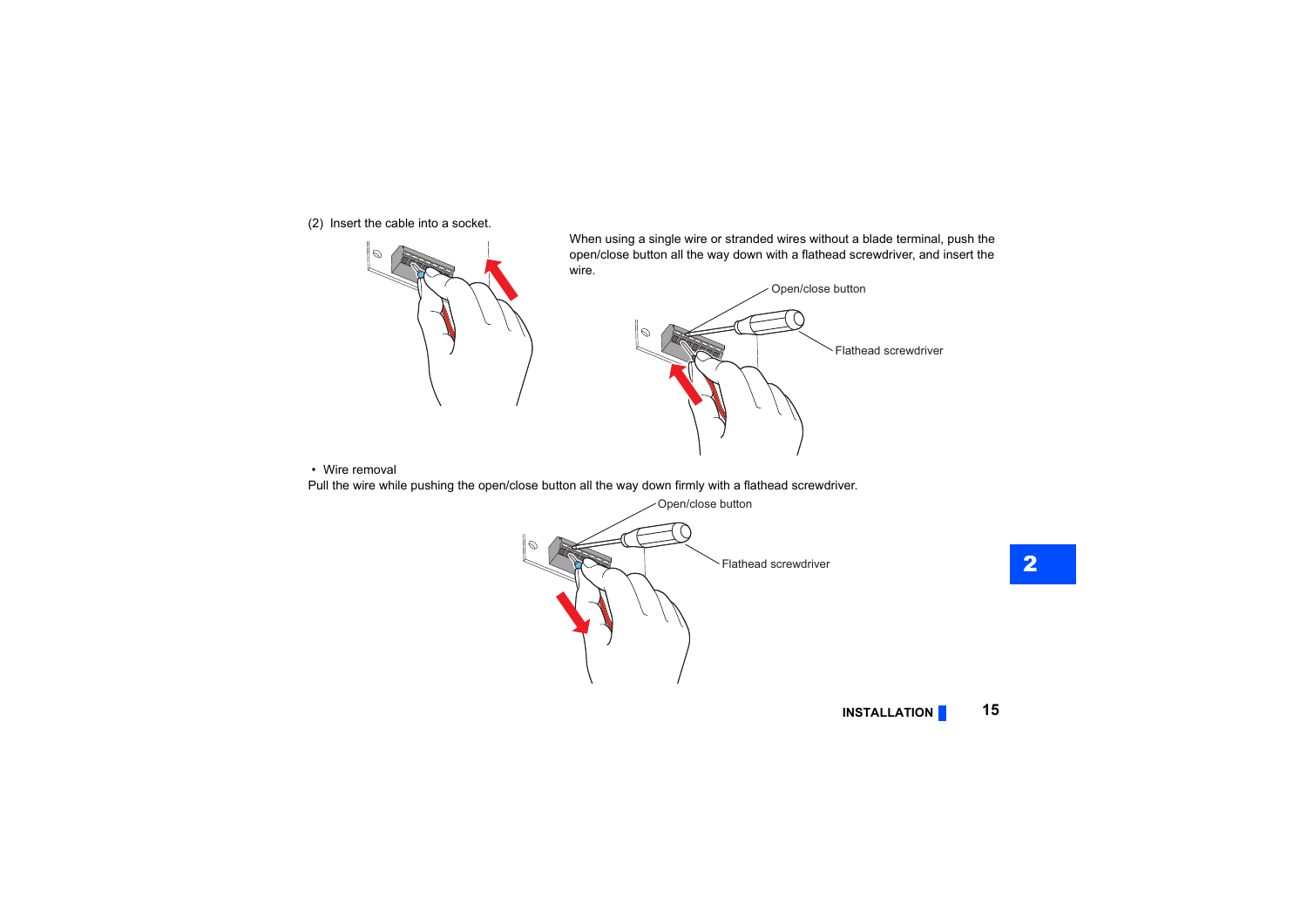(2) Insert the cable into a socket.

When using a single wire or stranded wires without a blade terminal, push the open/close button all the way down with a flathead screwdriver, and insert the wire.

Open/close button

Flathead screwdriver

- Wire removal

Pull the wire while pushing the open/close button all the way down firmly with a flathead screwdriver.

Open/close button

Flathead screwdriver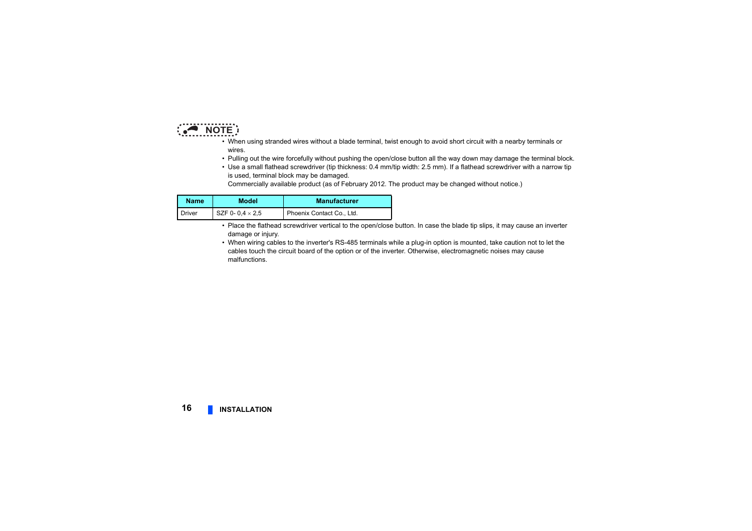**NOTE**

- When using stranded wires without a blade terminal, twist enough to avoid short circuit with a nearby terminals or wires.
- Pulling out the wire forcefully without pushing the open/close button all the way down may damage the terminal block.
- Use a small flathead screwdriver (tip thickness: 0.4 mm/tip width: 2.5 mm). If a flathead screwdriver with a narrow tip is used, terminal block may be damaged.
  Commercially available product (as of February 2012. The product may be changed without notice.)

| Name | Model | Manufacturer |
|---|---|---|
| Driver | SZF 0- 0,4 × 2,5 | Phoenix Contact Co., Ltd. |

- Place the flathead screwdriver vertical to the open/close button. In case the blade tip slips, it may cause an inverter damage or injury.
- When wiring cables to the inverter's RS-485 terminals while a plug-in option is mounted, take caution not to let the cables touch the circuit board of the option or of the inverter. Otherwise, electromagnetic noises may cause malfunctions.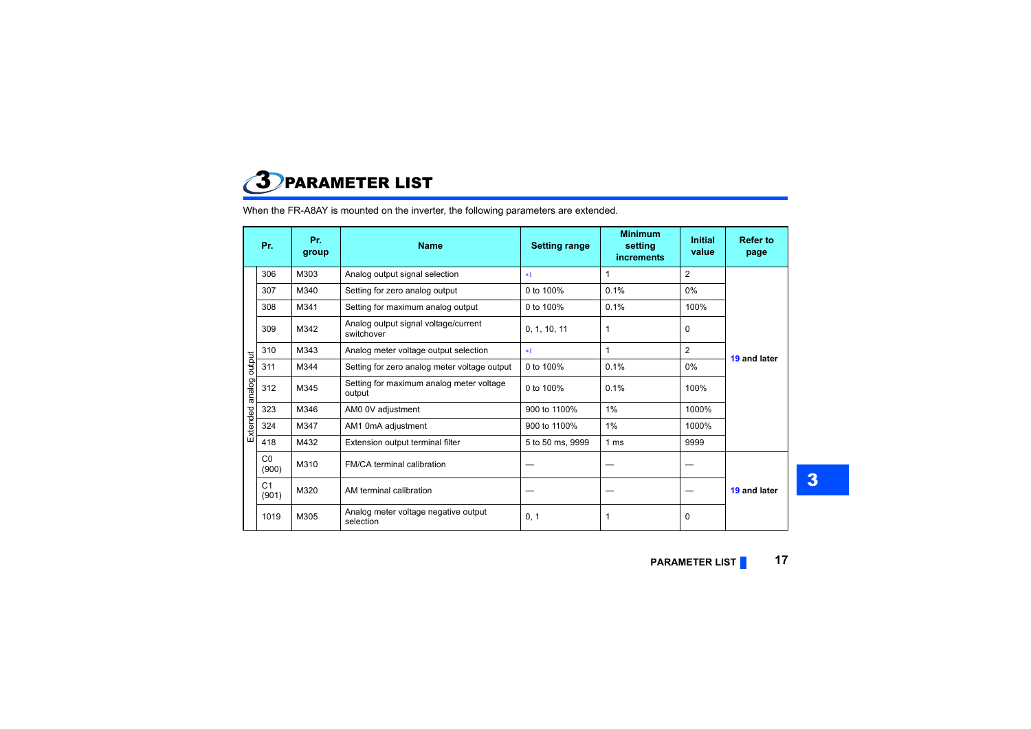# 3 PARAMETER LIST

When the FR-A8AY is mounted on the inverter, the following parameters are extended.

| | Pr. | Pr. group | Name | Setting range | Minimum setting increments | Initial value | Refer to page |
|---|---|---|---|---|---|---|---|
| Extended analog output | 306 | M303 | Analog output signal selection | *1 | 1 | 2 | 19 and later |
| | 307 | M340 | Setting for zero analog output | 0 to 100% | 0.1% | 0% | |
| | 308 | M341 | Setting for maximum analog output | 0 to 100% | 0.1% | 100% | |
| | 309 | M342 | Analog output signal voltage/current switchover | 0, 1, 10, 11 | 1 | 0 | |
| | 310 | M343 | Analog meter voltage output selection | *1 | 1 | 2 | |
| | 311 | M344 | Setting for zero analog meter voltage output | 0 to 100% | 0.1% | 0% | |
| | 312 | M345 | Setting for maximum analog meter voltage output | 0 to 100% | 0.1% | 100% | |
| | 323 | M346 | AM0 0V adjustment | 900 to 1100% | 1% | 1000% | |
| | 324 | M347 | AM1 0mA adjustment | 900 to 1100% | 1% | 1000% | |
| | 418 | M432 | Extension output terminal filter | 5 to 50 ms, 9999 | 1 ms | 9999 | |
| | C0 (900) | M310 | FM/CA terminal calibration | — | — | — | 19 and later |
| | C1 (901) | M320 | AM terminal calibration | — | — | — | |
| | 1019 | M305 | Analog meter voltage negative output selection | 0, 1 | 1 | 0 | |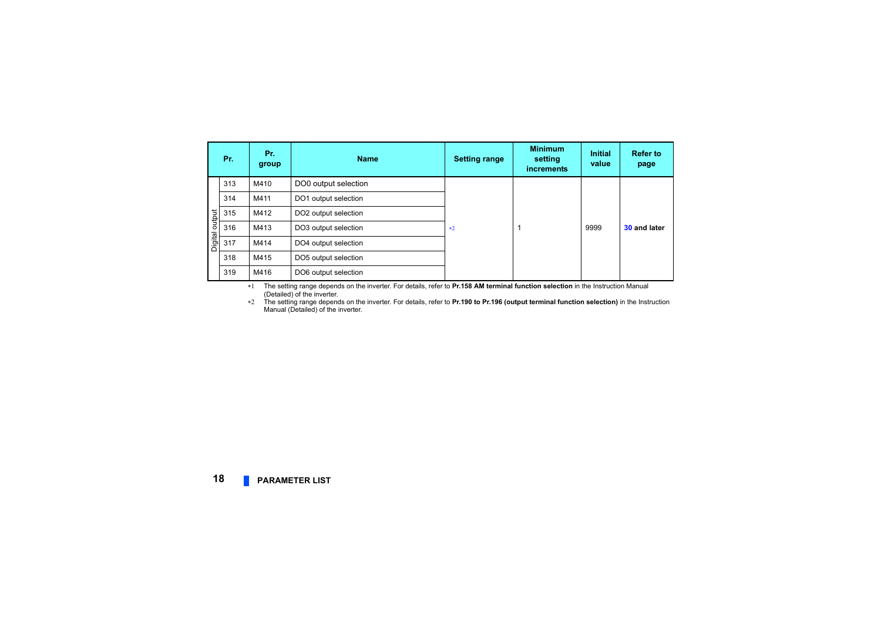| Pr. | | Pr. group | Name | Setting range | Minimum setting increments | Initial value | Refer to page |
|---|---|---|---|---|---|---|---|
| Digital output | 313 | M410 | DO0 output selection | *2 | 1 | 9999 | **30 and later** |
| | 314 | M411 | DO1 output selection | | | | |
| | 315 | M412 | DO2 output selection | | | | |
| | 316 | M413 | DO3 output selection | | | | |
| | 317 | M414 | DO4 output selection | | | | |
| | 318 | M415 | DO5 output selection | | | | |
| | 319 | M416 | DO6 output selection | | | | |

*1 The setting range depends on the inverter. For details, refer to **Pr.158 AM terminal function selection** in the Instruction Manual (Detailed) of the inverter.

*2 The setting range depends on the inverter. For details, refer to **Pr.190 to Pr.196 (output terminal function selection)** in the Instruction Manual (Detailed) of the inverter.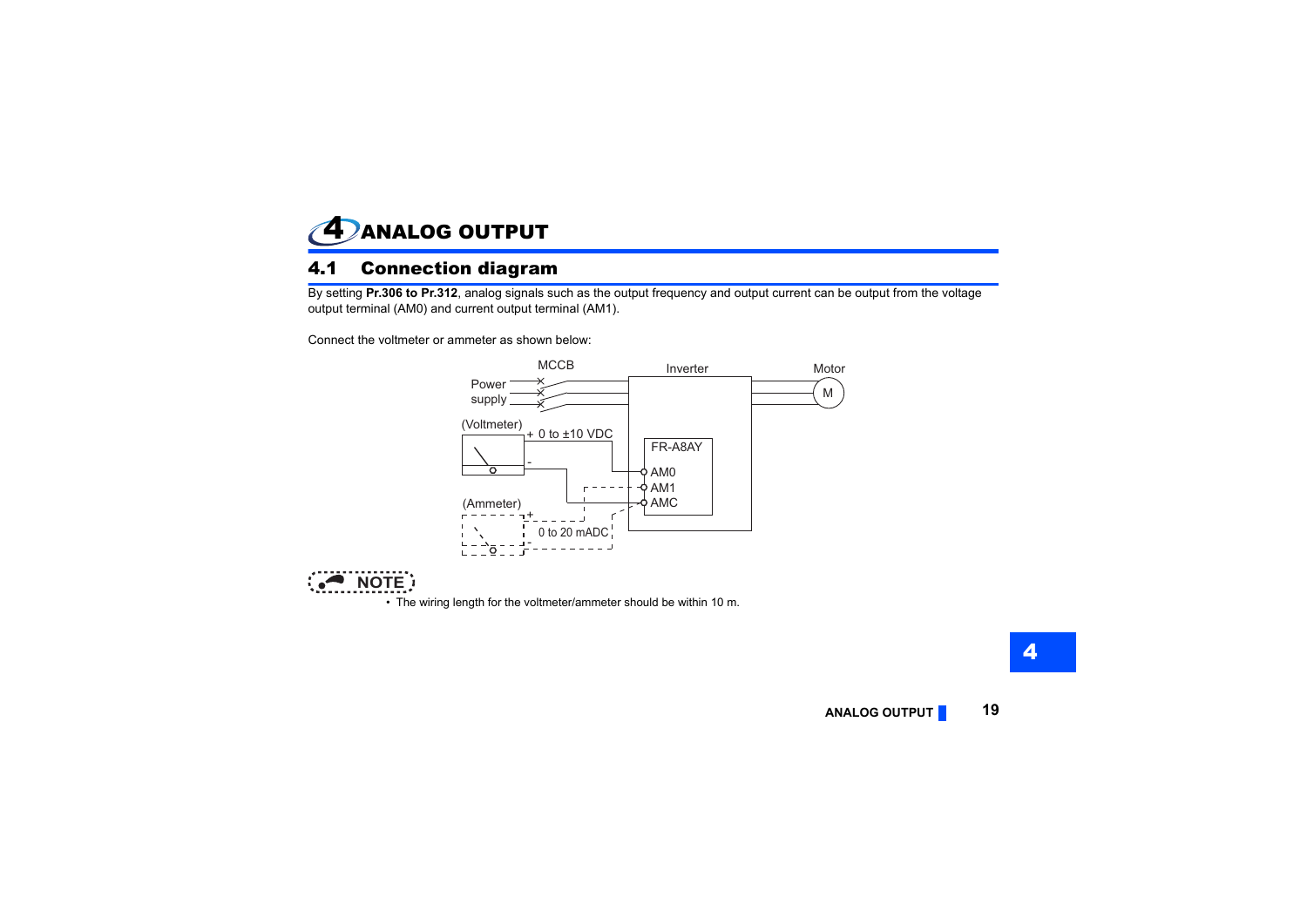# 4 ANALOG OUTPUT

## 4.1 Connection diagram

By setting **Pr.306 to Pr.312**, analog signals such as the output frequency and output current can be output from the voltage output terminal (AM0) and current output terminal (AM1).

Connect the voltmeter or ammeter as shown below:

Power supply — MCCB — Inverter — Motor (M)

FR-A8AY: AM0, AM1, AMC

(Voltmeter) + 0 to ±10 VDC -

(Ammeter) + 0 to 20 mADC -

**NOTE**

- The wiring length for the voltmeter/ammeter should be within 10 m.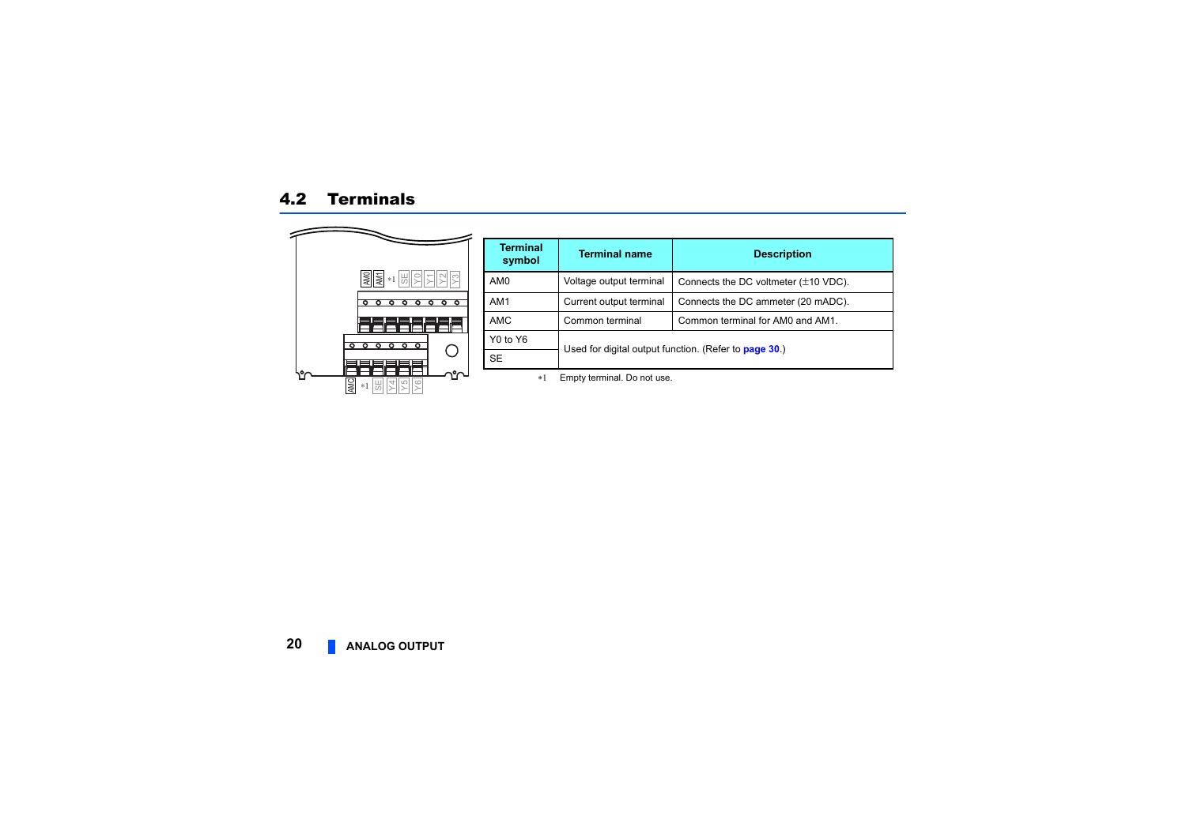## 4.2 Terminals

AM0 AM1 *1 SE Y0 Y1 Y2 Y3

AMC *1 SE Y4 Y5 Y6

| Terminal symbol | Terminal name | Description |
|---|---|---|
| AM0 | Voltage output terminal | Connects the DC voltmeter (±10 VDC). |
| AM1 | Current output terminal | Connects the DC ammeter (20 mADC). |
| AMC | Common terminal | Common terminal for AM0 and AM1. |
| Y0 to Y6 | Used for digital output function. (Refer to **page 30**.) | |
| SE | | |

*1 Empty terminal. Do not use.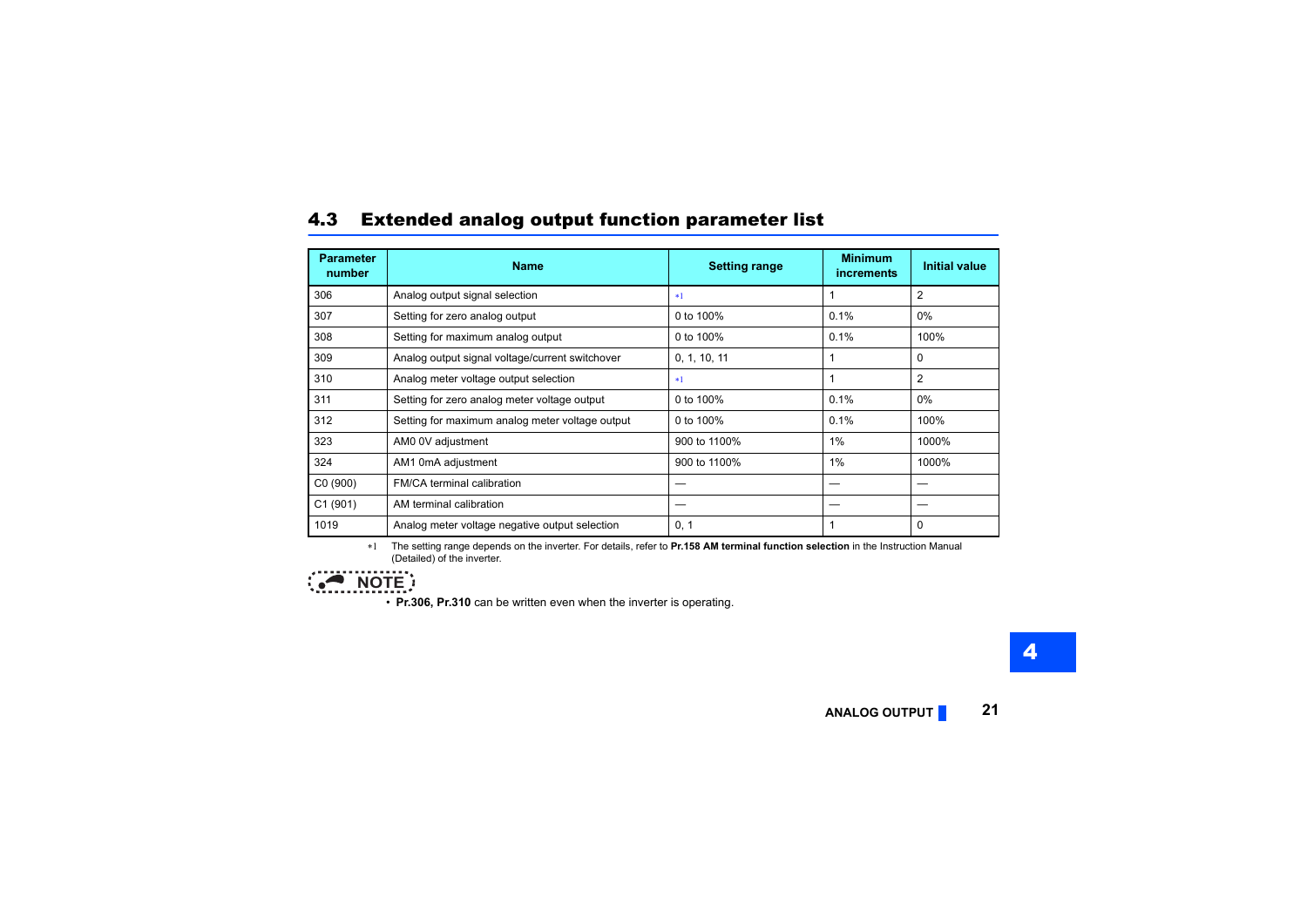## 4.3 Extended analog output function parameter list

| Parameter number | Name | Setting range | Minimum increments | Initial value |
|---|---|---|---|---|
| 306 | Analog output signal selection | *1 | 1 | 2 |
| 307 | Setting for zero analog output | 0 to 100% | 0.1% | 0% |
| 308 | Setting for maximum analog output | 0 to 100% | 0.1% | 100% |
| 309 | Analog output signal voltage/current switchover | 0, 1, 10, 11 | 1 | 0 |
| 310 | Analog meter voltage output selection | *1 | 1 | 2 |
| 311 | Setting for zero analog meter voltage output | 0 to 100% | 0.1% | 0% |
| 312 | Setting for maximum analog meter voltage output | 0 to 100% | 0.1% | 100% |
| 323 | AM0 0V adjustment | 900 to 1100% | 1% | 1000% |
| 324 | AM1 0mA adjustment | 900 to 1100% | 1% | 1000% |
| C0 (900) | FM/CA terminal calibration | — | — | — |
| C1 (901) | AM terminal calibration | — | — | — |
| 1019 | Analog meter voltage negative output selection | 0, 1 | 1 | 0 |

*1 The setting range depends on the inverter. For details, refer to **Pr.158 AM terminal function selection** in the Instruction Manual (Detailed) of the inverter.

**NOTE**

- **Pr.306, Pr.310** can be written even when the inverter is operating.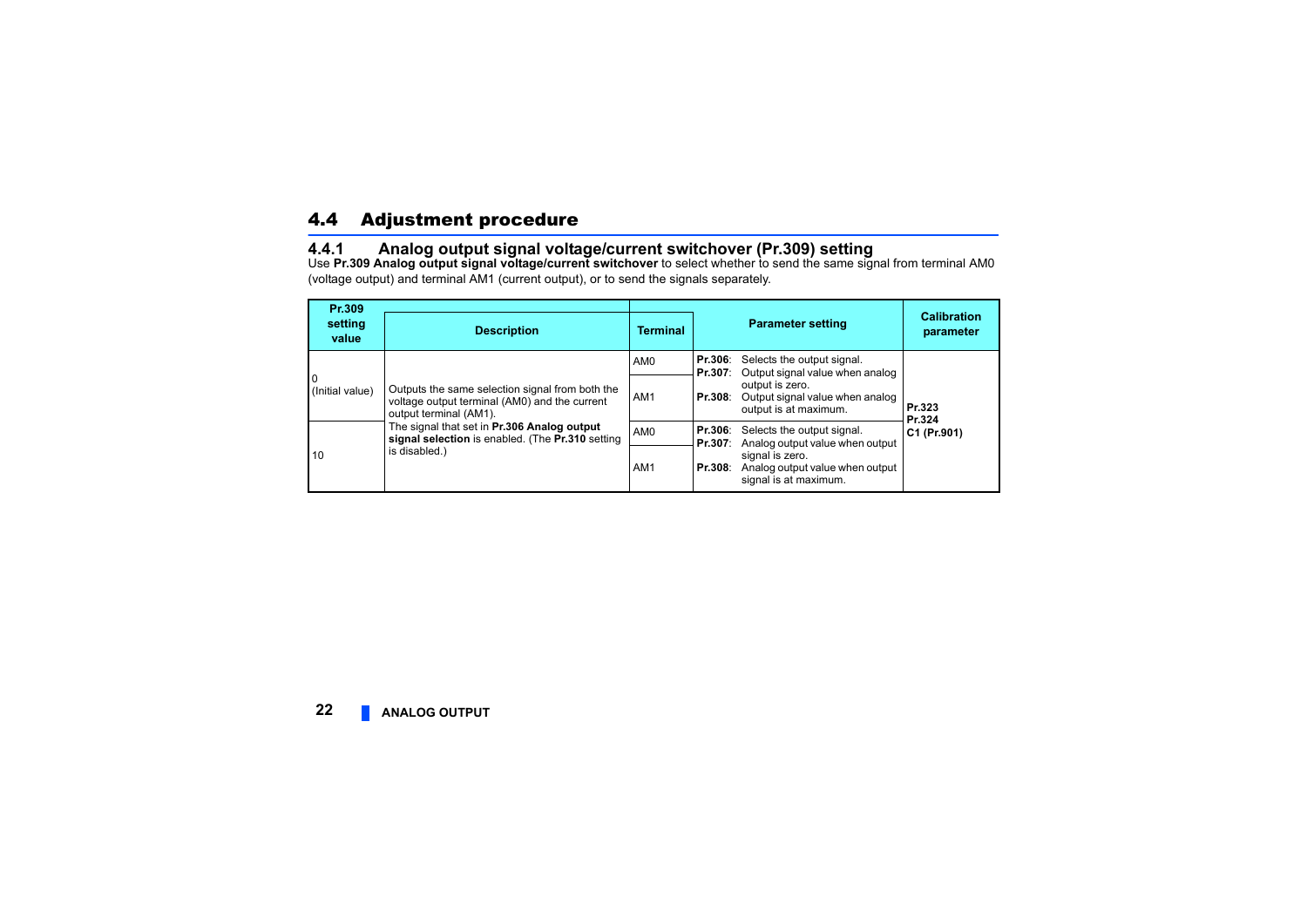## 4.4 Adjustment procedure

### 4.4.1 Analog output signal voltage/current switchover (Pr.309) setting

Use **Pr.309 Analog output signal voltage/current switchover** to select whether to send the same signal from terminal AM0 (voltage output) and terminal AM1 (current output), or to send the signals separately.

| Pr.309 setting value | Description | Terminal | Parameter setting | Calibration parameter |
|---|---|---|---|---|
| 0 (Initial value) | Outputs the same selection signal from both the voltage output terminal (AM0) and the current output terminal (AM1). The signal that set in **Pr.306 Analog output signal selection** is enabled. (The **Pr.310** setting is disabled.) | AM0 | **Pr.306**: Selects the output signal. **Pr.307**: Output signal value when analog output is zero. **Pr.308**: Output signal value when analog output is at maximum. | **Pr.323** **Pr.324** **C1 (Pr.901)** |
| | | AM1 | | |
| 10 | | AM0 | **Pr.306**: Selects the output signal. **Pr.307**: Analog output value when output signal is zero. **Pr.308**: Analog output value when output signal is at maximum. | |
| | | AM1 | | |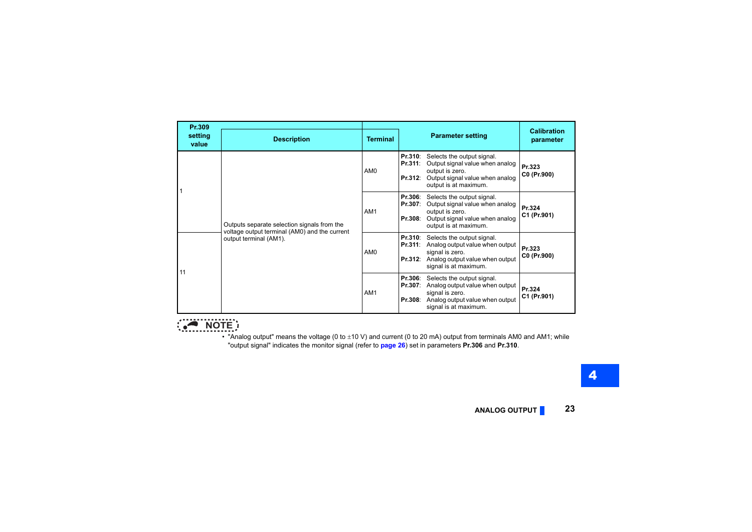| Pr.309 setting value | Description | Terminal | Parameter setting | Calibration parameter |
|---|---|---|---|---|
| 1 | Outputs separate selection signals from the voltage output terminal (AM0) and the current output terminal (AM1). | AM0 | **Pr.310**: Selects the output signal.<br>**Pr.311**: Output signal value when analog output is zero.<br>**Pr.312**: Output signal value when analog output is at maximum. | **Pr.323**<br>**C0 (Pr.900)** |
| | | AM1 | **Pr.306**: Selects the output signal.<br>**Pr.307**: Output signal value when analog output is zero.<br>**Pr.308**: Output signal value when analog output is at maximum. | **Pr.324**<br>**C1 (Pr.901)** |
| 11 | | AM0 | **Pr.310**: Selects the output signal.<br>**Pr.311**: Analog output value when output signal is zero.<br>**Pr.312**: Analog output value when output signal is at maximum. | **Pr.323**<br>**C0 (Pr.900)** |
| | | AM1 | **Pr.306**: Selects the output signal.<br>**Pr.307**: Analog output value when output signal is zero.<br>**Pr.308**: Analog output value when output signal is at maximum. | **Pr.324**<br>**C1 (Pr.901)** |

**NOTE**

- "Analog output" means the voltage (0 to ±10 V) and current (0 to 20 mA) output from terminals AM0 and AM1; while "output signal" indicates the monitor signal (refer to page 26) set in parameters **Pr.306** and **Pr.310**.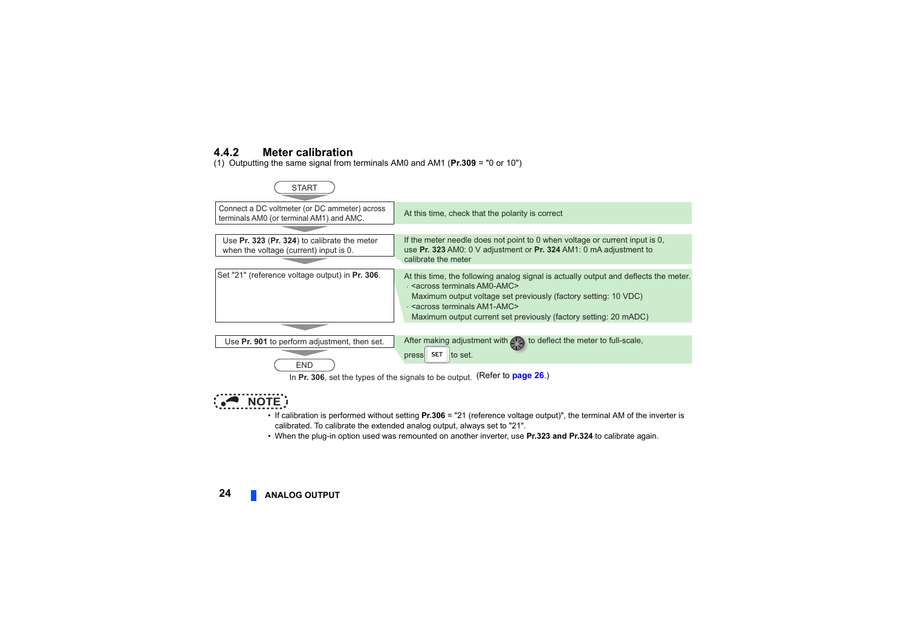### 4.4.2 Meter calibration

(1) Outputting the same signal from terminals AM0 and AM1 (**Pr.309** = "0 or 10")

START

| Step | Description |
|---|---|
| Connect a DC voltmeter (or DC ammeter) across terminals AM0 (or terminal AM1) and AMC. | At this time, check that the polarity is correct |
| Use **Pr. 323** (**Pr. 324**) to calibrate the meter when the voltage (current) input is 0. | If the meter needle does not point to 0 when voltage or current input is 0, use **Pr. 323** AM0: 0 V adjustment or **Pr. 324** AM1: 0 mA adjustment to calibrate the meter |
| Set "21" (reference voltage output) in **Pr. 306**. | At this time, the following analog signal is actually output and deflects the meter.<br>· <across terminals AM0-AMC><br>Maximum output voltage set previously (factory setting: 10 VDC)<br>· <across terminals AM1-AMC><br>Maximum output current set previously (factory setting: 20 mADC) |
| Use **Pr. 901** to perform adjustment, then set. | After making adjustment with [dial] to deflect the meter to full-scale, press [SET] to set. |

END

In **Pr. 306**, set the types of the signals to be output. (Refer to **page 26**.)

**NOTE**

- If calibration is performed without setting **Pr.306** = "21 (reference voltage output)", the terminal AM of the inverter is calibrated. To calibrate the extended analog output, always set to "21".
- When the plug-in option used was remounted on another inverter, use **Pr.323 and Pr.324** to calibrate again.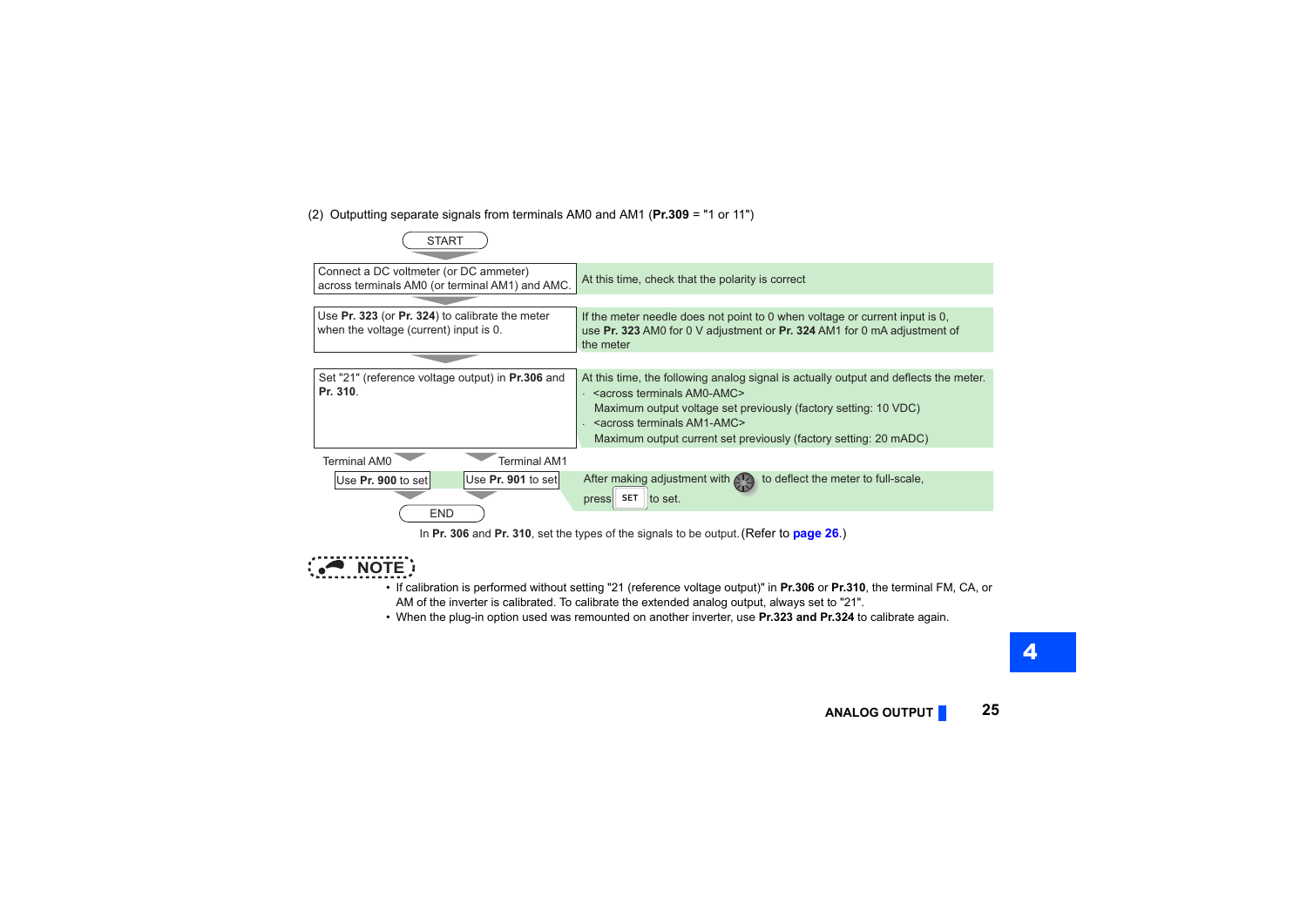(2) Outputting separate signals from terminals AM0 and AM1 (**Pr.309** = "1 or 11")

START

| Procedure | Description |
|---|---|
| Connect a DC voltmeter (or DC ammeter) across terminals AM0 (or terminal AM1) and AMC. | At this time, check that the polarity is correct |
| Use **Pr. 323** (or **Pr. 324**) to calibrate the meter when the voltage (current) input is 0. | If the meter needle does not point to 0 when voltage or current input is 0, use **Pr. 323** AM0 for 0 V adjustment or **Pr. 324** AM1 for 0 mA adjustment of the meter |
| Set "21" (reference voltage output) in **Pr.306** and **Pr. 310**. | At this time, the following analog signal is actually output and deflects the meter.<br>· <across terminals AM0-AMC><br>Maximum output voltage set previously (factory setting: 10 VDC)<br>· <across terminals AM1-AMC><br>Maximum output current set previously (factory setting: 20 mADC) |
| Terminal AM0: Use **Pr. 900** to set<br>Terminal AM1: Use **Pr. 901** to set | After making adjustment with [setting dial] to deflect the meter to full-scale, press [SET] to set. |

END

In **Pr. 306** and **Pr. 310**, set the types of the signals to be output. (Refer to page 26.)

**NOTE**

- If calibration is performed without setting "21 (reference voltage output)" in **Pr.306** or **Pr.310**, the terminal FM, CA, or AM of the inverter is calibrated. To calibrate the extended analog output, always set to "21".
- When the plug-in option used was remounted on another inverter, use **Pr.323 and Pr.324** to calibrate again.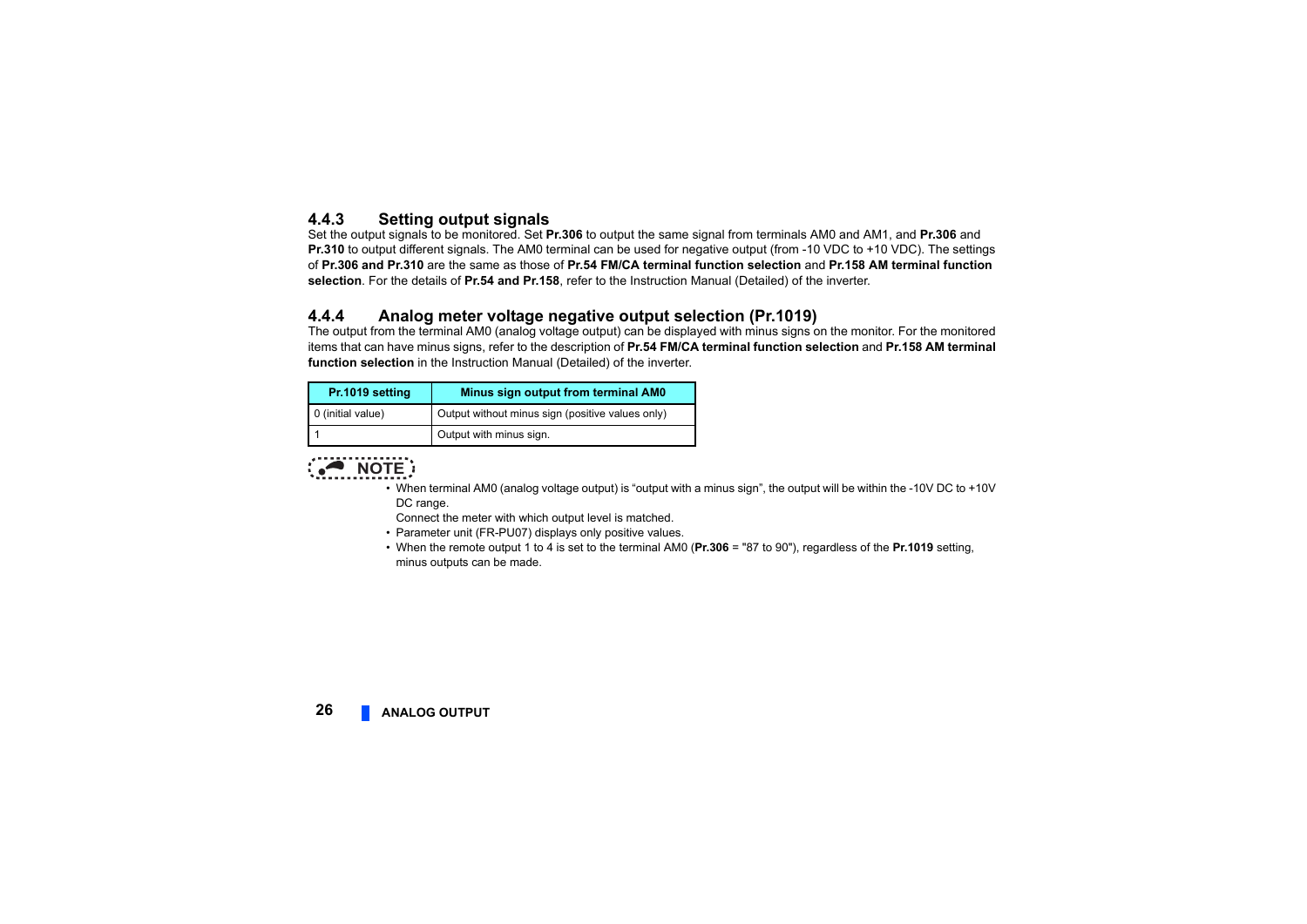### 4.4.3 Setting output signals

Set the output signals to be monitored. Set **Pr.306** to output the same signal from terminals AM0 and AM1, and **Pr.306** and **Pr.310** to output different signals. The AM0 terminal can be used for negative output (from -10 VDC to +10 VDC). The settings of **Pr.306 and Pr.310** are the same as those of **Pr.54 FM/CA terminal function selection** and **Pr.158 AM terminal function selection**. For the details of **Pr.54 and Pr.158**, refer to the Instruction Manual (Detailed) of the inverter.

### 4.4.4 Analog meter voltage negative output selection (Pr.1019)

The output from the terminal AM0 (analog voltage output) can be displayed with minus signs on the monitor. For the monitored items that can have minus signs, refer to the description of **Pr.54 FM/CA terminal function selection** and **Pr.158 AM terminal function selection** in the Instruction Manual (Detailed) of the inverter.

| Pr.1019 setting | Minus sign output from terminal AM0 |
|---|---|
| 0 (initial value) | Output without minus sign (positive values only) |
| 1 | Output with minus sign. |

**NOTE**

- When terminal AM0 (analog voltage output) is "output with a minus sign", the output will be within the -10V DC to +10V DC range.
  Connect the meter with which output level is matched.
- Parameter unit (FR-PU07) displays only positive values.
- When the remote output 1 to 4 is set to the terminal AM0 (**Pr.306** = "87 to 90"), regardless of the **Pr.1019** setting, minus outputs can be made.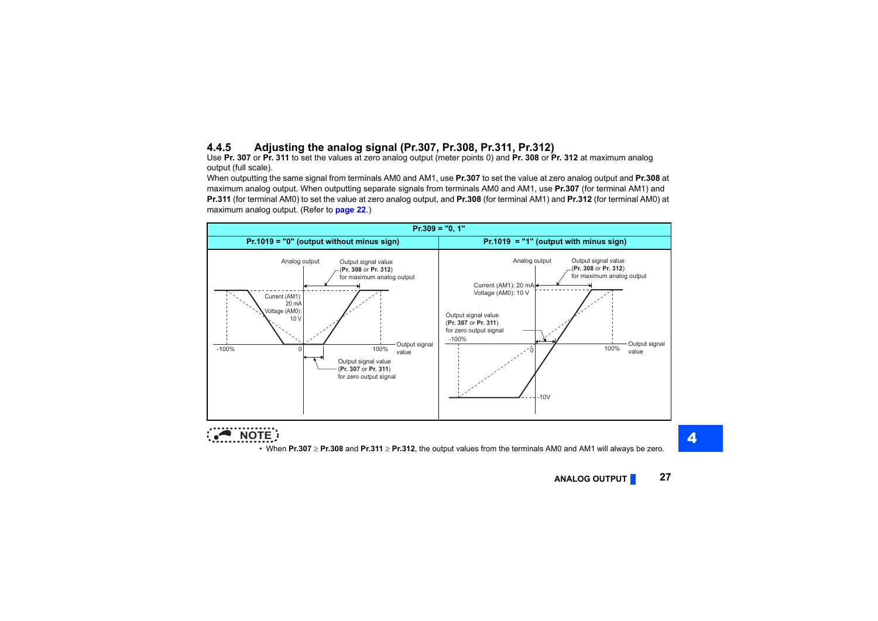### 4.4.5 Adjusting the analog signal (Pr.307, Pr.308, Pr.311, Pr.312)

Use **Pr. 307** or **Pr. 311** to set the values at zero analog output (meter points 0) and **Pr. 308** or **Pr. 312** at maximum analog output (full scale).

When outputting the same signal from terminals AM0 and AM1, use **Pr.307** to set the value at zero analog output and **Pr.308** at maximum analog output. When outputting separate signals from terminals AM0 and AM1, use **Pr.307** (for terminal AM1) and **Pr.311** (for terminal AM0) to set the value at zero analog output, and **Pr.308** (for terminal AM1) and **Pr.312** (for terminal AM0) at maximum analog output. (Refer to **page 22**.)

| Pr.309 = "0, 1" | |
|---|---|
| **Pr.1019 = "0" (output without minus sign)** | **Pr.1019 = "1" (output with minus sign)** |
| Analog output; Output signal value (**Pr. 308** or **Pr. 312**) for maximum analog output; Current (AM1): 20 mA; Voltage (AM0): 10 V; -100%; 0; 100%; Output signal value; Output signal value (**Pr. 307** or **Pr. 311**) for zero output signal | Analog output; Output signal value (**Pr. 308** or **Pr. 312**) for maximum analog output; Current (AM1): 20 mA; Voltage (AM0): 10 V; Output signal value (**Pr. 307** or **Pr. 311**) for zero output signal; -100%; 0; 100%; Output signal value; -10V |

**NOTE**

- When **Pr.307** ≥ **Pr.308** and **Pr.311** ≥ **Pr.312**, the output values from the terminals AM0 and AM1 will always be zero.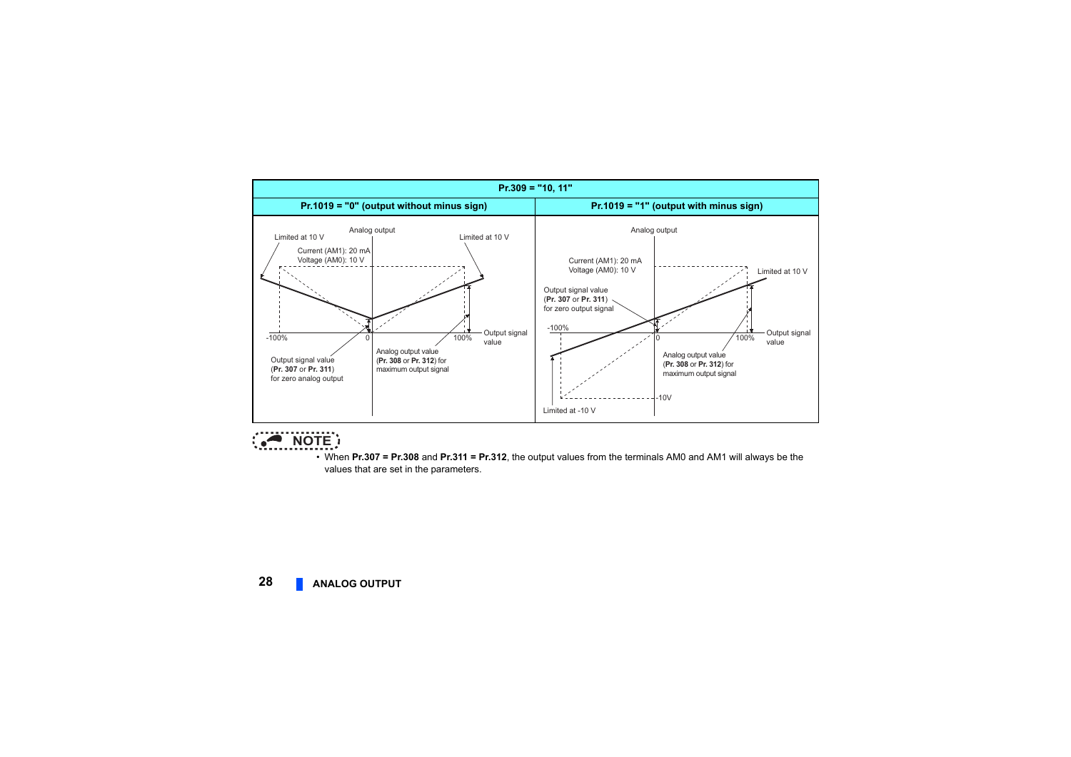| Pr.309 = "10, 11" | |
| --- | --- |
| Pr.1019 = "0" (output without minus sign) | Pr.1019 = "1" (output with minus sign) |
| Analog output; Limited at 10 V; Current (AM1): 20 mA; Voltage (AM0): 10 V; Limited at 10 V; -100%; 0; 100%; Output signal value; Output signal value (**Pr. 307** or **Pr. 311**) for zero analog output; Analog output value (**Pr. 308** or **Pr. 312**) for maximum output signal | Analog output; Current (AM1): 20 mA; Voltage (AM0): 10 V; Limited at 10 V; Output signal value (**Pr. 307** or **Pr. 311**) for zero output signal; -100%; 0; 100%; Output signal value; Analog output value (**Pr. 308** or **Pr. 312**) for maximum output signal; -10V; Limited at -10 V |

**NOTE**

- When **Pr.307 = Pr.308** and **Pr.311 = Pr.312**, the output values from the terminals AM0 and AM1 will always be the values that are set in the parameters.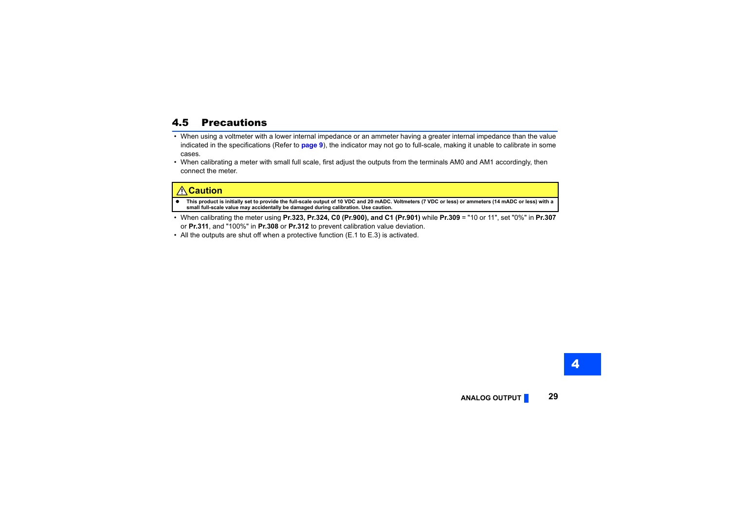## 4.5 Precautions

- When using a voltmeter with a lower internal impedance or an ammeter having a greater internal impedance than the value indicated in the specifications (Refer to **page 9**), the indicator may not go to full-scale, making it unable to calibrate in some cases.
- When calibrating a meter with small full scale, first adjust the outputs from the terminals AM0 and AM1 accordingly, then connect the meter.

> ⚠ **Caution**
>
> - **This product is initially set to provide the full-scale output of 10 VDC and 20 mADC. Voltmeters (7 VDC or less) or ammeters (14 mADC or less) with a small full-scale value may accidentally be damaged during calibration. Use caution.**

- When calibrating the meter using **Pr.323, Pr.324, C0 (Pr.900), and C1 (Pr.901)** while **Pr.309** = "10 or 11", set "0%" in **Pr.307** or **Pr.311**, and "100%" in **Pr.308** or **Pr.312** to prevent calibration value deviation.
- All the outputs are shut off when a protective function (E.1 to E.3) is activated.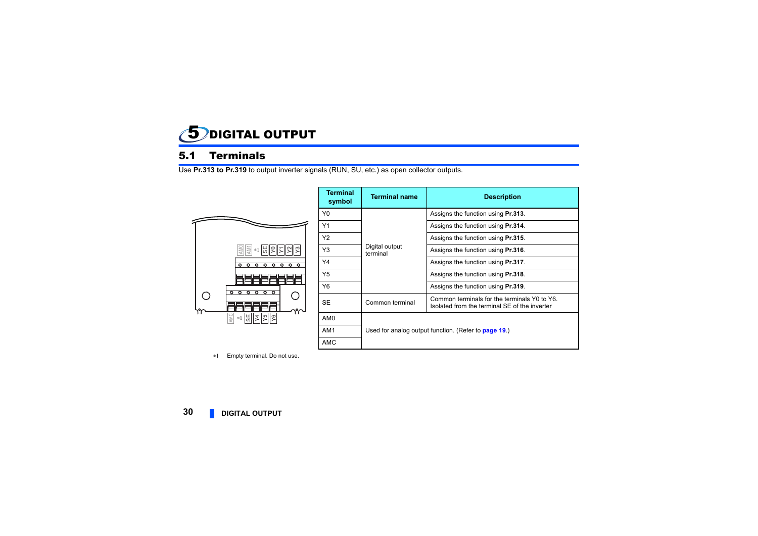# 5 DIGITAL OUTPUT

## 5.1 Terminals

Use **Pr.313 to Pr.319** to output inverter signals (RUN, SU, etc.) as open collector outputs.

AM0 AM1 *1 SE Y0 Y1 Y2 Y3

AMC *1 SE Y4 Y5 Y6

*1 Empty terminal. Do not use.

| Terminal symbol | Terminal name | Description |
|---|---|---|
| Y0 | Digital output terminal | Assigns the function using **Pr.313**. |
| Y1 | | Assigns the function using **Pr.314**. |
| Y2 | | Assigns the function using **Pr.315**. |
| Y3 | | Assigns the function using **Pr.316**. |
| Y4 | | Assigns the function using **Pr.317**. |
| Y5 | | Assigns the function using **Pr.318**. |
| Y6 | | Assigns the function using **Pr.319**. |
| SE | Common terminal | Common terminals for the terminals Y0 to Y6. Isolated from the terminal SE of the inverter |
| AM0 | Used for analog output function. (Refer to **page 19**.) | |
| AM1 | | |
| AMC | | |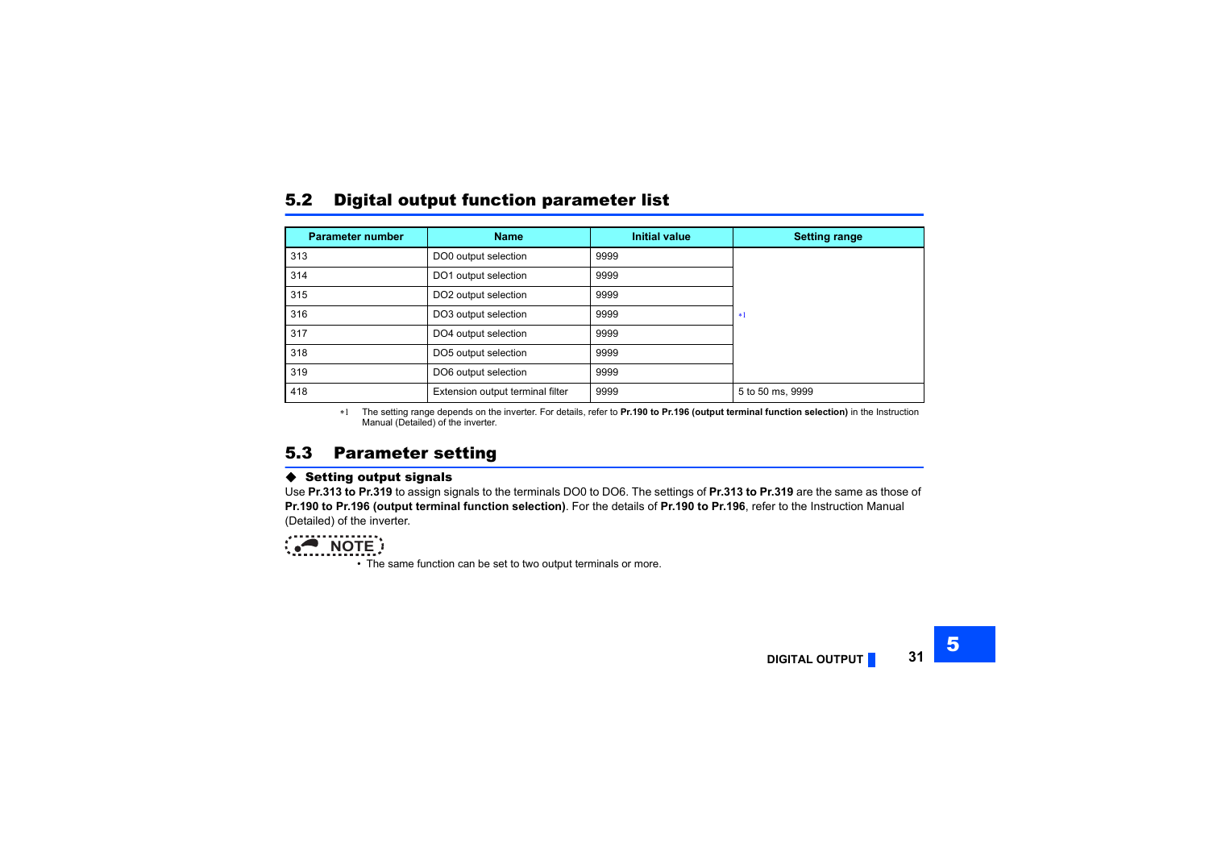## 5.2 Digital output function parameter list

| Parameter number | Name | Initial value | Setting range |
|---|---|---|---|
| 313 | DO0 output selection | 9999 | *1 |
| 314 | DO1 output selection | 9999 | |
| 315 | DO2 output selection | 9999 | |
| 316 | DO3 output selection | 9999 | |
| 317 | DO4 output selection | 9999 | |
| 318 | DO5 output selection | 9999 | |
| 319 | DO6 output selection | 9999 | |
| 418 | Extension output terminal filter | 9999 | 5 to 50 ms, 9999 |

*1 The setting range depends on the inverter. For details, refer to **Pr.190 to Pr.196 (output terminal function selection)** in the Instruction Manual (Detailed) of the inverter.

## 5.3 Parameter setting

### ◆ Setting output signals

Use **Pr.313 to Pr.319** to assign signals to the terminals DO0 to DO6. The settings of **Pr.313 to Pr.319** are the same as those of **Pr.190 to Pr.196 (output terminal function selection)**. For the details of **Pr.190 to Pr.196**, refer to the Instruction Manual (Detailed) of the inverter.

**NOTE**

- The same function can be set to two output terminals or more.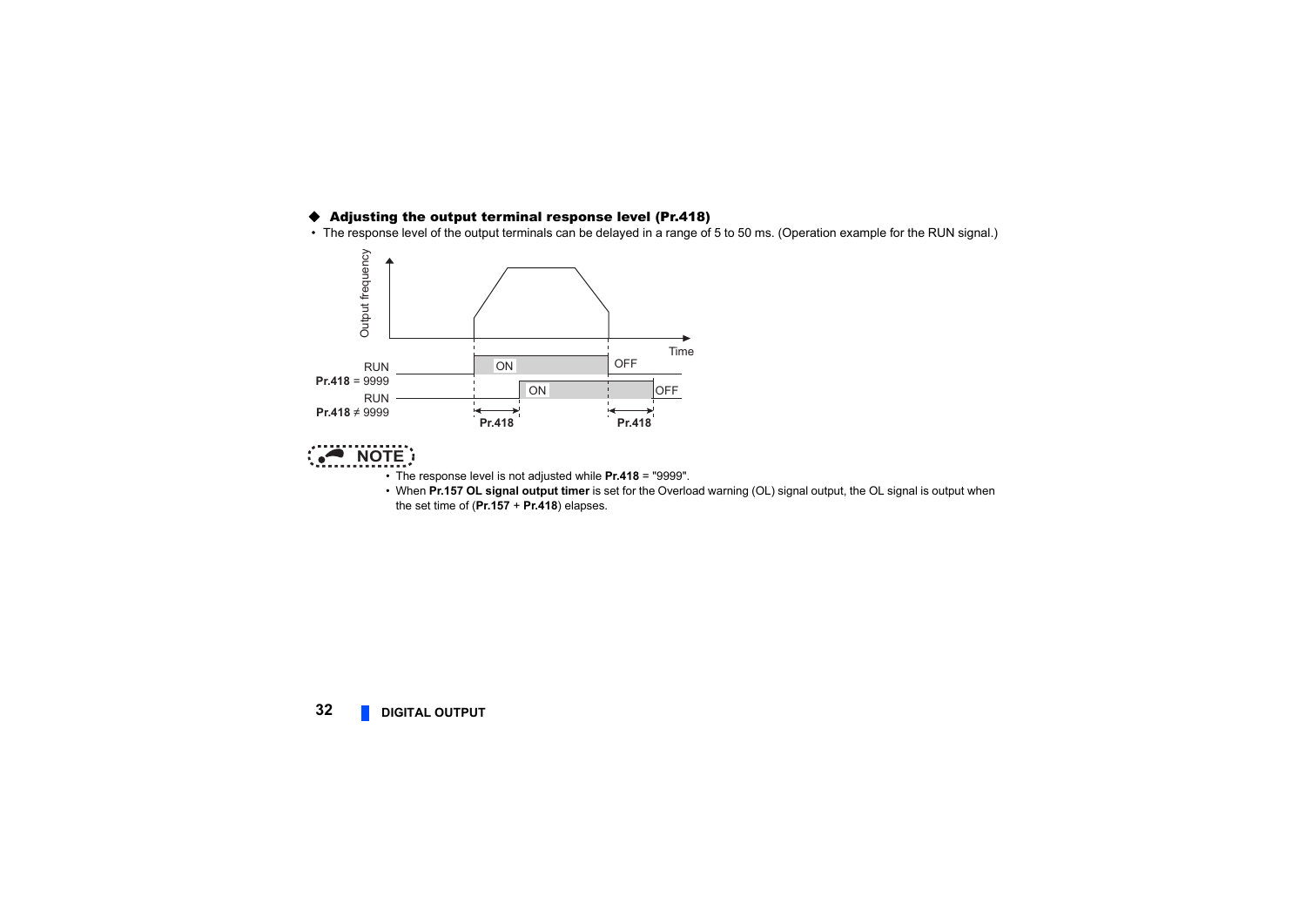### ◆ Adjusting the output terminal response level (Pr.418)

- The response level of the output terminals can be delayed in a range of 5 to 50 ms. (Operation example for the RUN signal.)

**NOTE**

- The response level is not adjusted while **Pr.418** = "9999".
- When **Pr.157 OL signal output timer** is set for the Overload warning (OL) signal output, the OL signal is output when the set time of (**Pr.157** + **Pr.418**) elapses.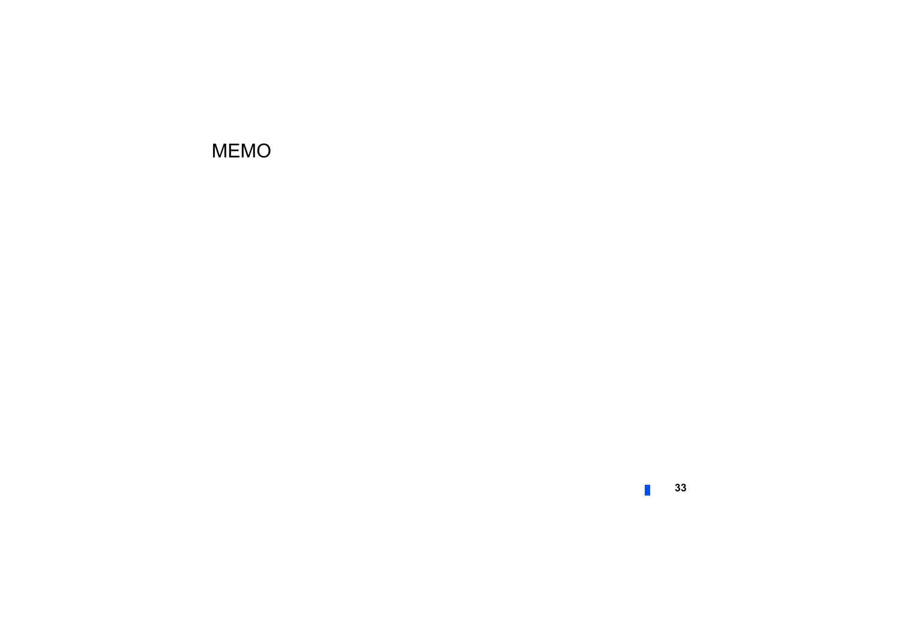MEMO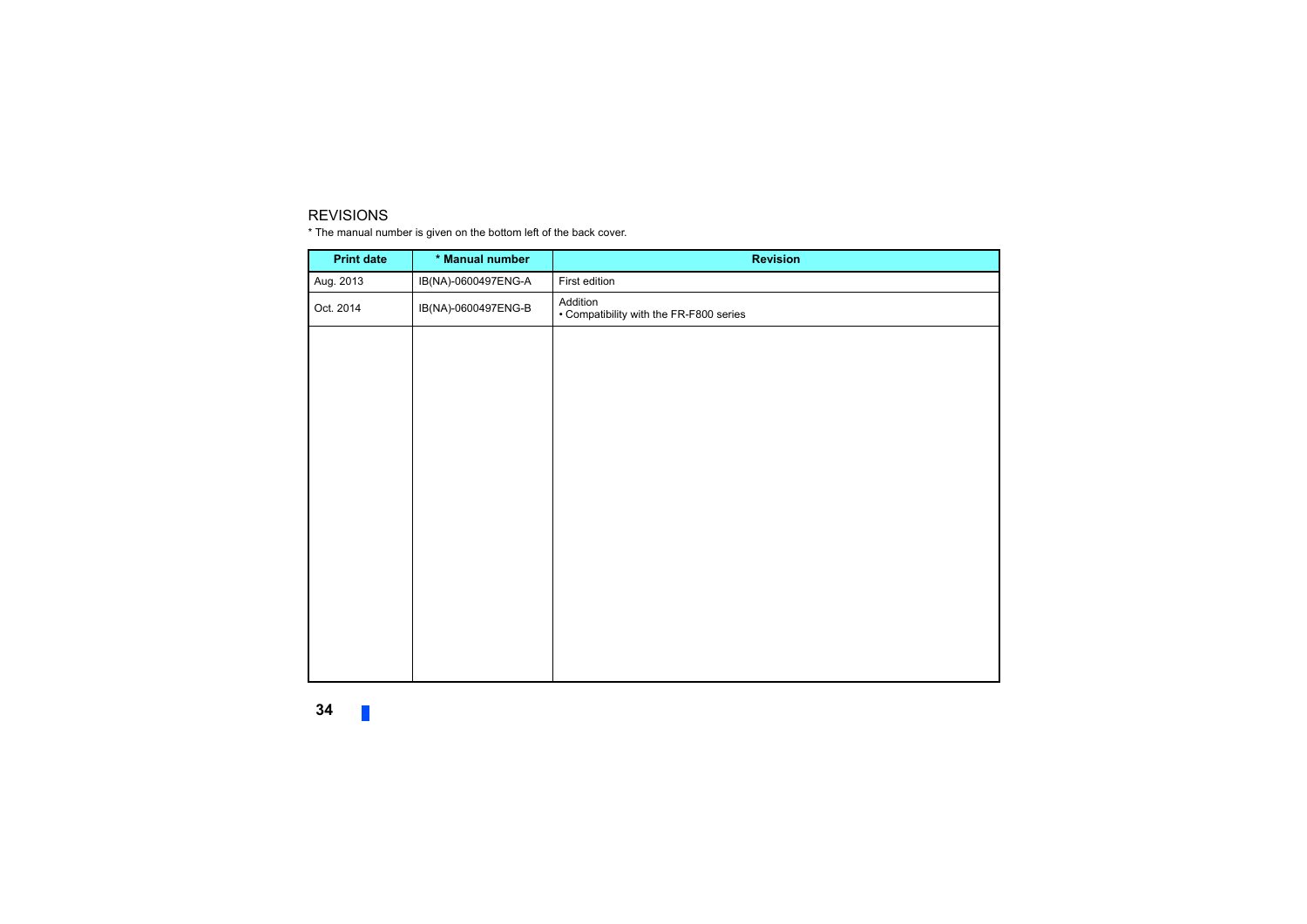## REVISIONS

* The manual number is given on the bottom left of the back cover.

| Print date | * Manual number | Revision |
|---|---|---|
| Aug. 2013 | IB(NA)-0600497ENG-A | First edition |
| Oct. 2014 | IB(NA)-0600497ENG-B | Addition<br>• Compatibility with the FR-F800 series |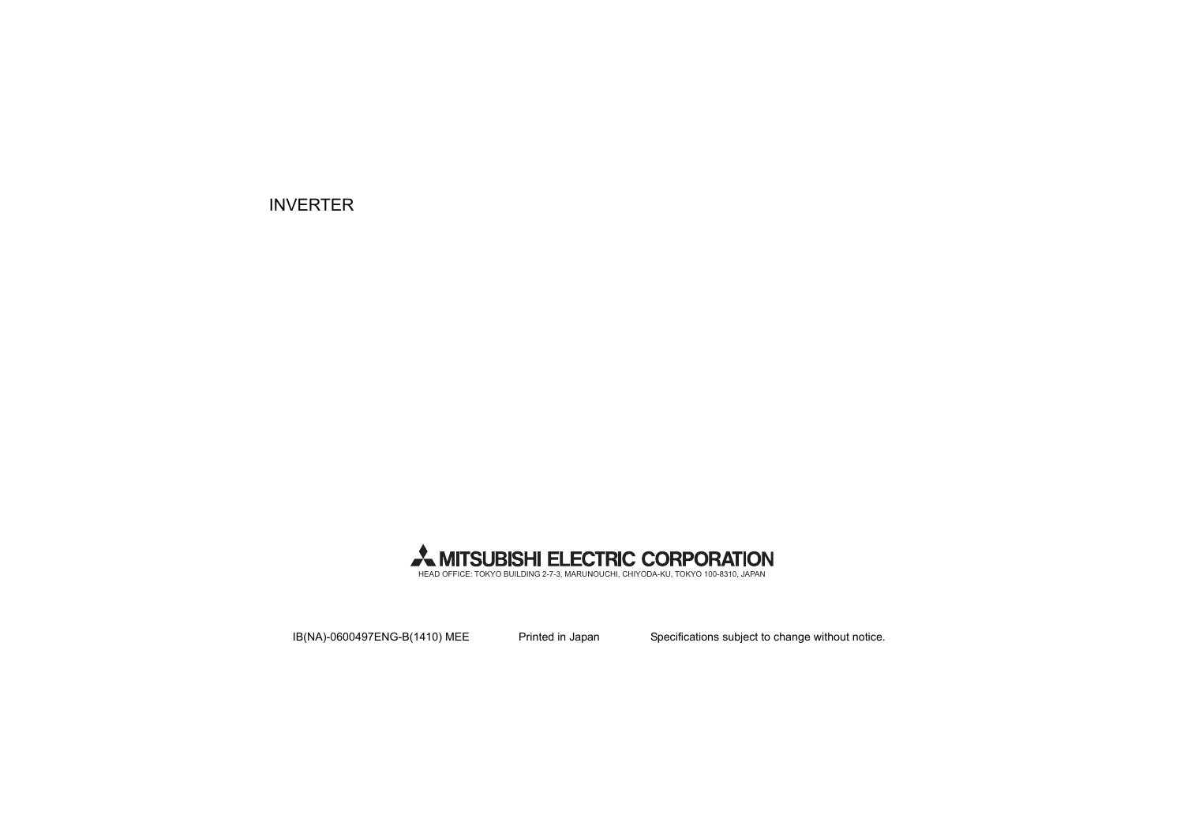INVERTER

MITSUBISHI ELECTRIC CORPORATION

HEAD OFFICE: TOKYO BUILDING 2-7-3, MARUNOUCHI, CHIYODA-KU, TOKYO 100-8310, JAPAN

IB(NA)-0600497ENG-B(1410) MEE Printed in Japan Specifications subject to change without notice.